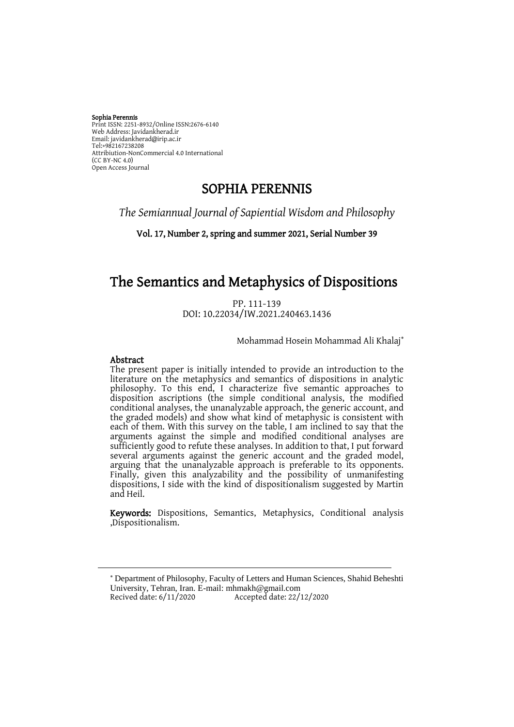**Sophia Perennis**
Print ISSN: 2251-8932/Online ISSN:2676-6140
Web Address: Javidankherad.ir
Email: javidankherad@irip.ac.ir
Tel:+982167238208
Attribiution-NonCommercial 4.0 International
(CC BY-NC 4.0)
Open Access Journal

# SOPHIA PERENNIS

*The Semiannual Journal of Sapiential Wisdom and Philosophy*

**Vol. 17, Number 2, spring and summer 2021, Serial Number 39**

# The Semantics and Metaphysics of Dispositions

PP. 111-139
DOI: 10.22034/IW.2021.240463.1436

Mohammad Hosein Mohammad Ali Khalaj*

## Abstract

The present paper is initially intended to provide an introduction to the literature on the metaphysics and semantics of dispositions in analytic philosophy. To this end, I characterize five semantic approaches to disposition ascriptions (the simple conditional analysis, the modified conditional analyses, the unanalyzable approach, the generic account, and the graded models) and show what kind of metaphysic is consistent with each of them. With this survey on the table, I am inclined to say that the arguments against the simple and modified conditional analyses are sufficiently good to refute these analyses. In addition to that, I put forward several arguments against the generic account and the graded model, arguing that the unanalyzable approach is preferable to its opponents. Finally, given this analyzability and the possibility of unmanifesting dispositions, I side with the kind of dispositionalism suggested by Martin and Heil.

**Keywords:** Dispositions, Semantics, Metaphysics, Conditional analysis ,Dispositionalism.

---

* Department of Philosophy, Faculty of Letters and Human Sciences, Shahid Beheshti University, Tehran, Iran. E-mail: mhmakh@gmail.com
Recived date: 6/11/2020 Accepted date: 22/12/2020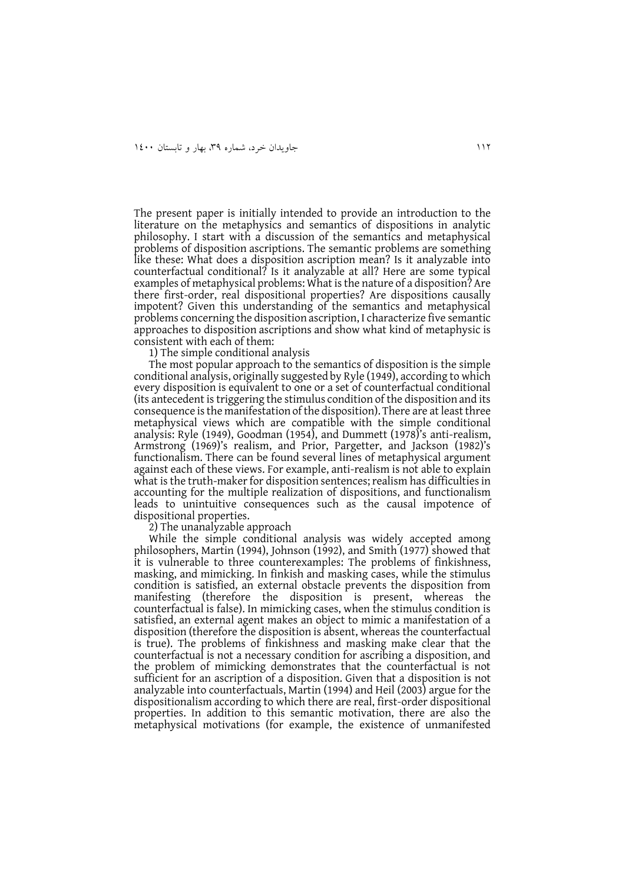The present paper is initially intended to provide an introduction to the literature on the metaphysics and semantics of dispositions in analytic philosophy. I start with a discussion of the semantics and metaphysical problems of disposition ascriptions. The semantic problems are something like these: What does a disposition ascription mean? Is it analyzable into counterfactual conditional? Is it analyzable at all? Here are some typical examples of metaphysical problems: What is the nature of a disposition? Are there first-order, real dispositional properties? Are dispositions causally impotent? Given this understanding of the semantics and metaphysical problems concerning the disposition ascription, I characterize five semantic approaches to disposition ascriptions and show what kind of metaphysic is consistent with each of them:

1) The simple conditional analysis

The most popular approach to the semantics of disposition is the simple conditional analysis, originally suggested by Ryle (1949), according to which every disposition is equivalent to one or a set of counterfactual conditional (its antecedent is triggering the stimulus condition of the disposition and its consequence is the manifestation of the disposition). There are at least three metaphysical views which are compatible with the simple conditional analysis: Ryle (1949), Goodman (1954), and Dummett (1978)'s anti-realism, Armstrong (1969)'s realism, and Prior, Pargetter, and Jackson (1982)'s functionalism. There can be found several lines of metaphysical argument against each of these views. For example, anti-realism is not able to explain what is the truth-maker for disposition sentences; realism has difficulties in accounting for the multiple realization of dispositions, and functionalism leads to unintuitive consequences such as the causal impotence of dispositional properties.

2) The unanalyzable approach

While the simple conditional analysis was widely accepted among philosophers, Martin (1994), Johnson (1992), and Smith (1977) showed that it is vulnerable to three counterexamples: The problems of finkishness, masking, and mimicking. In finkish and masking cases, while the stimulus condition is satisfied, an external obstacle prevents the disposition from manifesting (therefore the disposition is present, whereas the counterfactual is false). In mimicking cases, when the stimulus condition is satisfied, an external agent makes an object to mimic a manifestation of a disposition (therefore the disposition is absent, whereas the counterfactual is true). The problems of finkishness and masking make clear that the counterfactual is not a necessary condition for ascribing a disposition, and the problem of mimicking demonstrates that the counterfactual is not sufficient for an ascription of a disposition. Given that a disposition is not analyzable into counterfactuals, Martin (1994) and Heil (2003) argue for the dispositionalism according to which there are real, first-order dispositional properties. In addition to this semantic motivation, there are also the metaphysical motivations (for example, the existence of unmanifested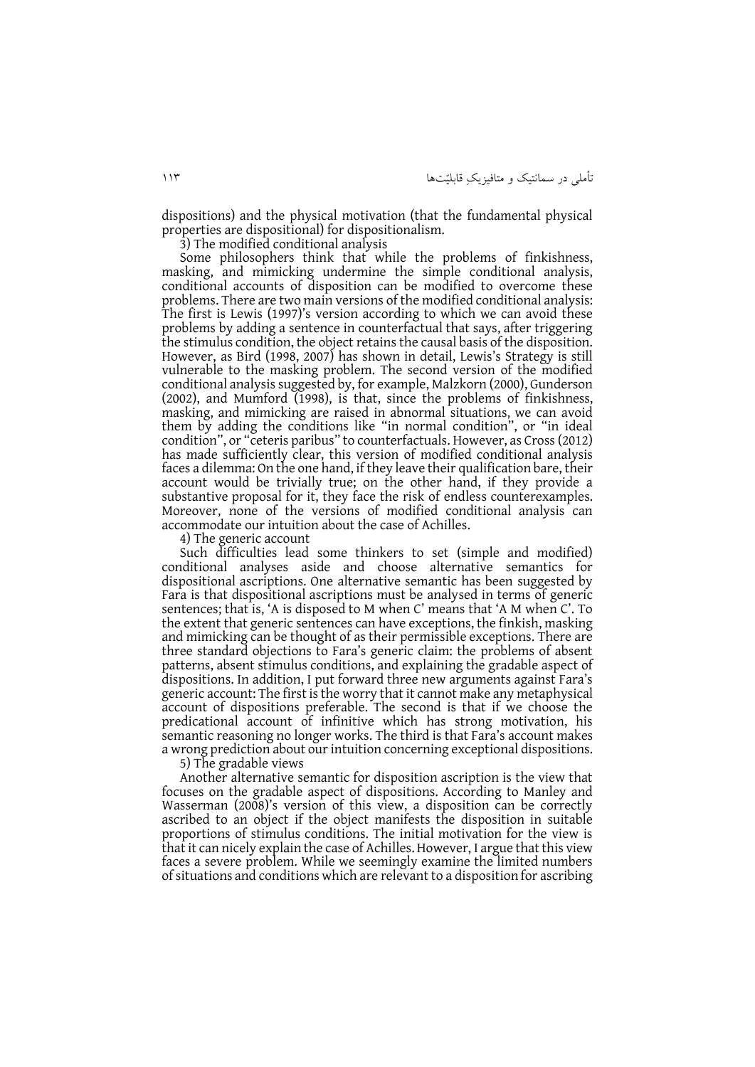dispositions) and the physical motivation (that the fundamental physical properties are dispositional) for dispositionalism.

3) The modified conditional analysis

Some philosophers think that while the problems of finkishness, masking, and mimicking undermine the simple conditional analysis, conditional accounts of disposition can be modified to overcome these problems. There are two main versions of the modified conditional analysis: The first is Lewis (1997)'s version according to which we can avoid these problems by adding a sentence in counterfactual that says, after triggering the stimulus condition, the object retains the causal basis of the disposition. However, as Bird (1998, 2007) has shown in detail, Lewis's Strategy is still vulnerable to the masking problem. The second version of the modified conditional analysis suggested by, for example, Malzkorn (2000), Gunderson (2002), and Mumford (1998), is that, since the problems of finkishness, masking, and mimicking are raised in abnormal situations, we can avoid them by adding the conditions like "in normal condition", or "in ideal condition", or "ceteris paribus" to counterfactuals. However, as Cross (2012) has made sufficiently clear, this version of modified conditional analysis faces a dilemma: On the one hand, if they leave their qualification bare, their account would be trivially true; on the other hand, if they provide a substantive proposal for it, they face the risk of endless counterexamples. Moreover, none of the versions of modified conditional analysis can accommodate our intuition about the case of Achilles.

4) The generic account

Such difficulties lead some thinkers to set (simple and modified) conditional analyses aside and choose alternative semantics for dispositional ascriptions. One alternative semantic has been suggested by Fara is that dispositional ascriptions must be analysed in terms of generic sentences; that is, 'A is disposed to M when C' means that 'A M when C'. To the extent that generic sentences can have exceptions, the finkish, masking and mimicking can be thought of as their permissible exceptions. There are three standard objections to Fara's generic claim: the problems of absent patterns, absent stimulus conditions, and explaining the gradable aspect of dispositions. In addition, I put forward three new arguments against Fara's generic account: The first is the worry that it cannot make any metaphysical account of dispositions preferable. The second is that if we choose the predicational account of infinitive which has strong motivation, his semantic reasoning no longer works. The third is that Fara's account makes a wrong prediction about our intuition concerning exceptional dispositions.

5) The gradable views

Another alternative semantic for disposition ascription is the view that focuses on the gradable aspect of dispositions. According to Manley and Wasserman (2008)'s version of this view, a disposition can be correctly ascribed to an object if the object manifests the disposition in suitable proportions of stimulus conditions. The initial motivation for the view is that it can nicely explain the case of Achilles. However, I argue that this view faces a severe problem. While we seemingly examine the limited numbers of situations and conditions which are relevant to a disposition for ascribing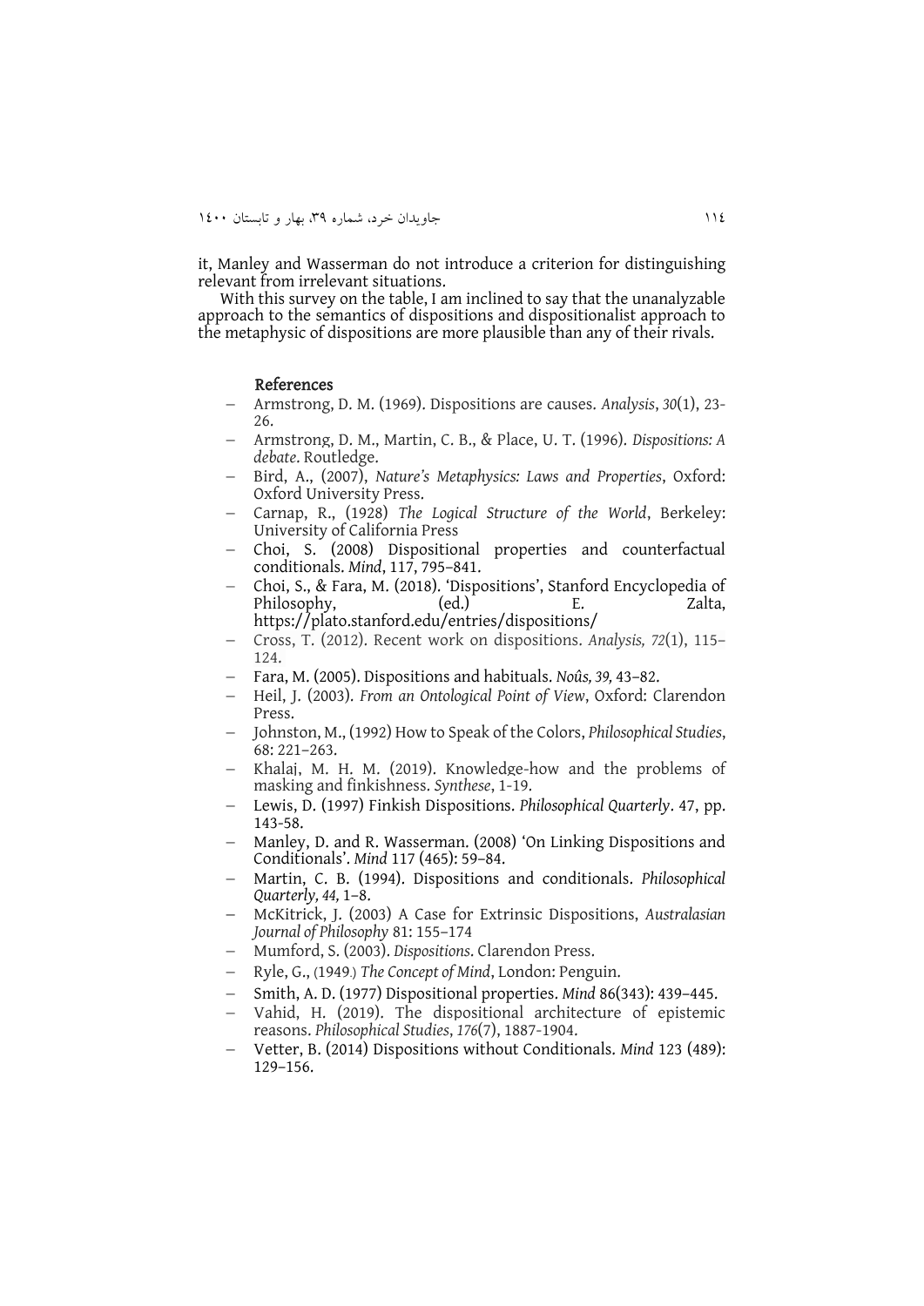it, Manley and Wasserman do not introduce a criterion for distinguishing relevant from irrelevant situations.

With this survey on the table, I am inclined to say that the unanalyzable approach to the semantics of dispositions and dispositionalist approach to the metaphysic of dispositions are more plausible than any of their rivals.

## References

- Armstrong, D. M. (1969). Dispositions are causes. *Analysis*, *30*(1), 23-26.
- Armstrong, D. M., Martin, C. B., & Place, U. T. (1996). *Dispositions: A debate*. Routledge.
- Bird, A., (2007), *Nature's Metaphysics: Laws and Properties*, Oxford: Oxford University Press.
- Carnap, R., (1928) *The Logical Structure of the World*, Berkeley: University of California Press
- Choi, S. (2008) Dispositional properties and counterfactual conditionals. *Mind*, 117, 795–841.
- Choi, S., & Fara, M. (2018). 'Dispositions', Stanford Encyclopedia of Philosophy, (ed.) E. Zalta, https://plato.stanford.edu/entries/dispositions/
- Cross, T. (2012). Recent work on dispositions. *Analysis, 72*(1), 115–124.
- Fara, M. (2005). Dispositions and habituals. *Noûs, 39,* 43–82.
- Heil, J. (2003). *From an Ontological Point of View*, Oxford: Clarendon Press.
- Johnston, M., (1992) How to Speak of the Colors, *Philosophical Studies*, 68: 221–263.
- Khalaj, M. H. M. (2019). Knowledge-how and the problems of masking and finkishness. *Synthese*, 1-19.
- Lewis, D. (1997) Finkish Dispositions. *Philosophical Quarterly*. 47, pp. 143-58.
- Manley, D. and R. Wasserman. (2008) 'On Linking Dispositions and Conditionals'. *Mind* 117 (465): 59–84.
- Martin, C. B. (1994). Dispositions and conditionals. *Philosophical Quarterly, 44,* 1–8.
- McKitrick, J. (2003) A Case for Extrinsic Dispositions, *Australasian Journal of Philosophy* 81: 155–174
- Mumford, S. (2003). *Dispositions*. Clarendon Press.
- Ryle, G., (1949.) *The Concept of Mind*, London: Penguin.
- Smith, A. D. (1977) Dispositional properties. *Mind* 86(343): 439–445.
- Vahid, H. (2019). The dispositional architecture of epistemic reasons. *Philosophical Studies*, *176*(7), 1887-1904.
- Vetter, B. (2014) Dispositions without Conditionals. *Mind* 123 (489): 129–156.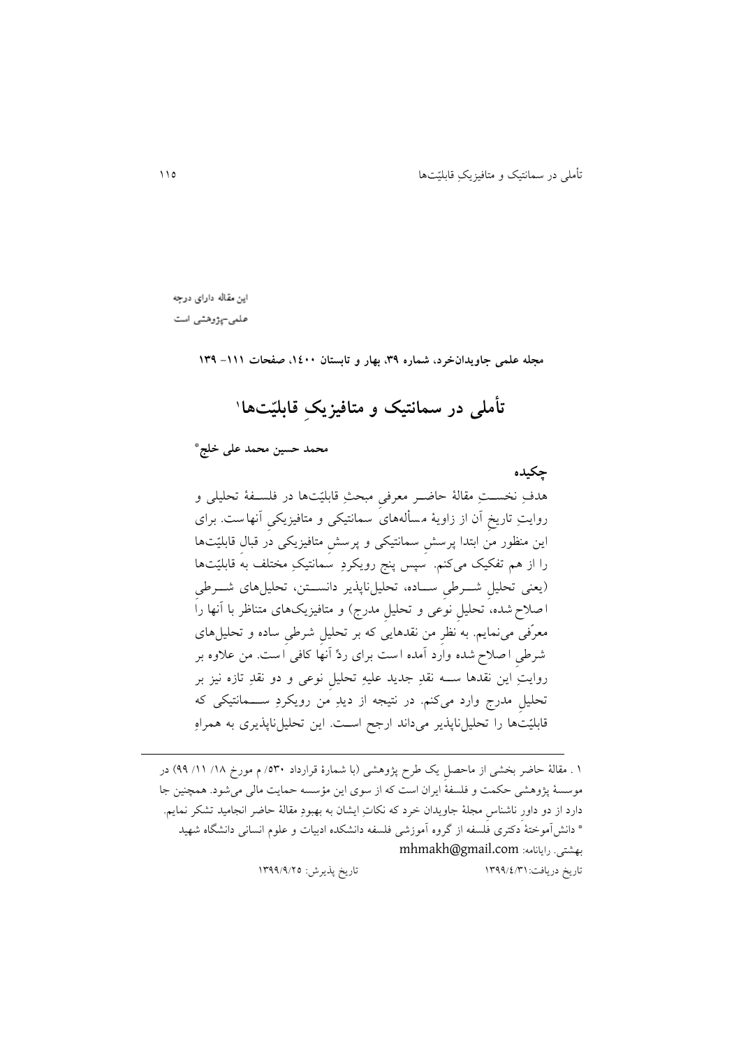این مقاله دارای درجه علمی-پژوهشی است

**مجله علمی جاویدان‌خرد، شماره ۳۹، بهار و تابستان ۱۴۰۰، صفحات ۱۱۱– ۱۳۹**

# تأملی در سمانتیک و متافیزیکِ قابلیّت‌ها[۱]

**محمد حسین محمد علی خلج***

## چکیده

هدفِ نخستِ مقالهٔ حاضر معرفیِ مبحثِ قابلیّت‌ها در فلسفهٔ تحلیلی و روایتِ تاریخِ آن از زاویهٔ مسأله‌های سمانتیکی و متافیزیکیِ آنهاست. برای این منظور من ابتدا پرسشِ سمانتیکی و پرسشِ متافیزیکی در قبالِ قابلیّت‌ها را از هم تفکیک می‌کنم. سپس پنج رویکردِ سمانتیکِ مختلف به قابلیّت‌ها (یعنی تحلیلِ شرطیِ ساده، تحلیل‌ناپذیر دانستن، تحلیل‌های شرطیِ اصلاح شده، تحلیلِ نوعی و تحلیلِ مدرج) و متافیزیک‌های متناظر با آنها را معرّفی می‌نمایم. به نظرِ من نقدهایی که بر تحلیلِ شرطیِ ساده و تحلیل‌های شرطیِ اصلاح شده واردِ آمده است برای ردِّ آنها کافی است. من علاوه بر روایتِ این نقدها سه نقدِ جدید علیهِ تحلیلِ نوعی و دو نقدِ تازه نیز بر تحلیلِ مدرج وارد می‌کنم. در نتیجه از دیدِ من رویکردِ سمانتیکی که قابلیّت‌ها را تحلیل‌ناپذیر می‌داند ارجح است. این تحلیل‌ناپذیری به همراهِ

---

۱ . مقالهٔ حاضر بخشی از ماحصلِ یک طرح پژوهشی (با شمارهٔ قرارداد ۵۳۰/ م مورخ ۱۸/ ۱۱/ ۹۹) در موسسهٔ پژوهشی حکمت و فلسفهٔ ایران است که از سوی این مؤسسه حمایت مالی می‌شود. همچنین جا دارد از دو داورِ ناشناسِ مجلهٔ جاویدان خرد که نکاتِ ایشان به بهبودِ مقالهٔ حاضر انجامید تشکر نمایم.

* دانش‌آموختهٔ دکتری فلسفه از گروه آموزشی فلسفه دانشکده ادبیات و علوم انسانی دانشگاه شهید بهشتی. رایانامه: mhmakh@gmail.com

تاریخ دریافت: ۱۳۹۹/۴/۳۱ تاریخ پذیرش: ۱۳۹۹/۹/۲۵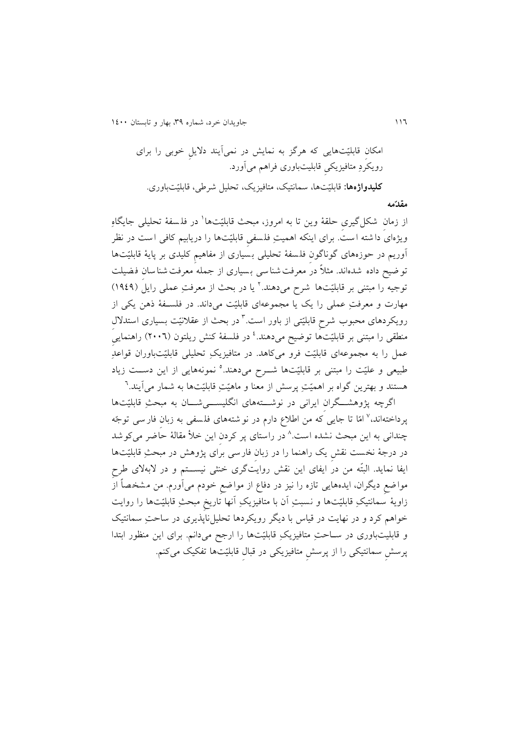امکانِ قابلیّت‌هایی که هرگز به نمایش در نمی‌آیند دلایلِ خوبی را برای رویکردِ متافیزیکیِ قابلیت‌باوری فراهم می‌آورد.

**کلیدواژه‌ها:** قابلیّت‌ها، سمانتیک، متافیزیک، تحلیل شرطی، قابلیّت‌باوری.

## مقدّمه

از زمانِ شکل‌گیریِ حلقهٔ وین تا به امروز، مبحث قابلیّت‌ها[1] در فلسفهٔ تحلیلی جایگاهِ ویژه‌ای داشته است. برای اینکه اهمیتِ فلسفیِ قابلیّت‌ها را دریابیم کافی است در نظر آوریم در حوزه‌های گوناگونِ فلسفهٔ تحلیلی بسیاری از مفاهیمِ کلیدی بر پایهٔ قابلیّت‌ها توضیح داده شده‌اند. مثلاً در معرفت‌شناسی بسیاری از جمله معرفت‌شناسانِ فضیلت توجیه را مبتنی بر قابلیّت‌ها شرح می‌دهند.[2] یا در بحث از معرفتِ عملی رایل (۱۹۴۹) مهارت و معرفتِ عملی را یک یا مجموعه‌ای قابلیّت می‌داند. در فلسفهٔ ذهن یکی از رویکردهای محبوب شرحِ قابلیّتی از باور است.[3] در بحث از عقلانیّت بسیاری استدلالِ منطقی را مبتنی بر قابلیّت‌ها توضیح می‌دهند.[4] در فلسفهٔ کنش ریلتون (۲۰۰۶) راهنماییِ عمل را به مجموعه‌ای قابلیّت فرو می‌کاهد. در متافیزیکِ تحلیلی قابلیّت‌باوران قواعدِ طبیعی و علیّت را مبتنی بر قابلیّت‌ها شرح می‌دهند.[5] نمونه‌هایی از این دست زیاد هستند و بهترین گواه بر اهمیّتِ پرسش از معنا و ماهیّتِ قابلیّت‌ها به شمار می‌آیند.[6]

اگرچه پژوهشگرانِ ایرانی در نوشته‌های انگلیسی‌شان به مبحثِ قابلیّت‌ها پرداخته‌اند،[7] امّا تا جایی که من اطلاع دارم در نوشته‌های فلسفی به زبانِ فارسی توجّه چندانی به این مبحث نشده است.[8] در راستای پر کردنِ این خلأ مقالهٔ حاضر می‌کوشد در درجهٔ نخست نقشِ یک راهنما را در زبانِ فارسی برای پژوهش در مبحثِ قابلیّت‌ها ایفا نماید. البتّه من در ایفای این نقش روایت‌گری خنثی نیستم و در لابه‌لای طرحِ مواضعِ دیگران، ایده‌هایی تازه را نیز در دفاع از مواضعِ خودم می‌آورم. من مشخصاً از زاویهٔ سمانتیکِ قابلیّت‌ها و نسبتِ آن با متافیزیکِ آنها تاریخِ مبحثِ قابلیّت‌ها را روایت خواهم کرد و در نهایت در قیاس با دیگر رویکردها تحلیل‌ناپذیری در ساحتِ سمانتیک و قابلیت‌باوری در ساحتِ متافیزیکِ قابلیّت‌ها را ارجح می‌دانم. برای این منظور ابتدا پرسشِ سمانتیکی را از پرسشِ متافیزیکی در قبالِ قابلیّت‌ها تفکیک می‌کنم.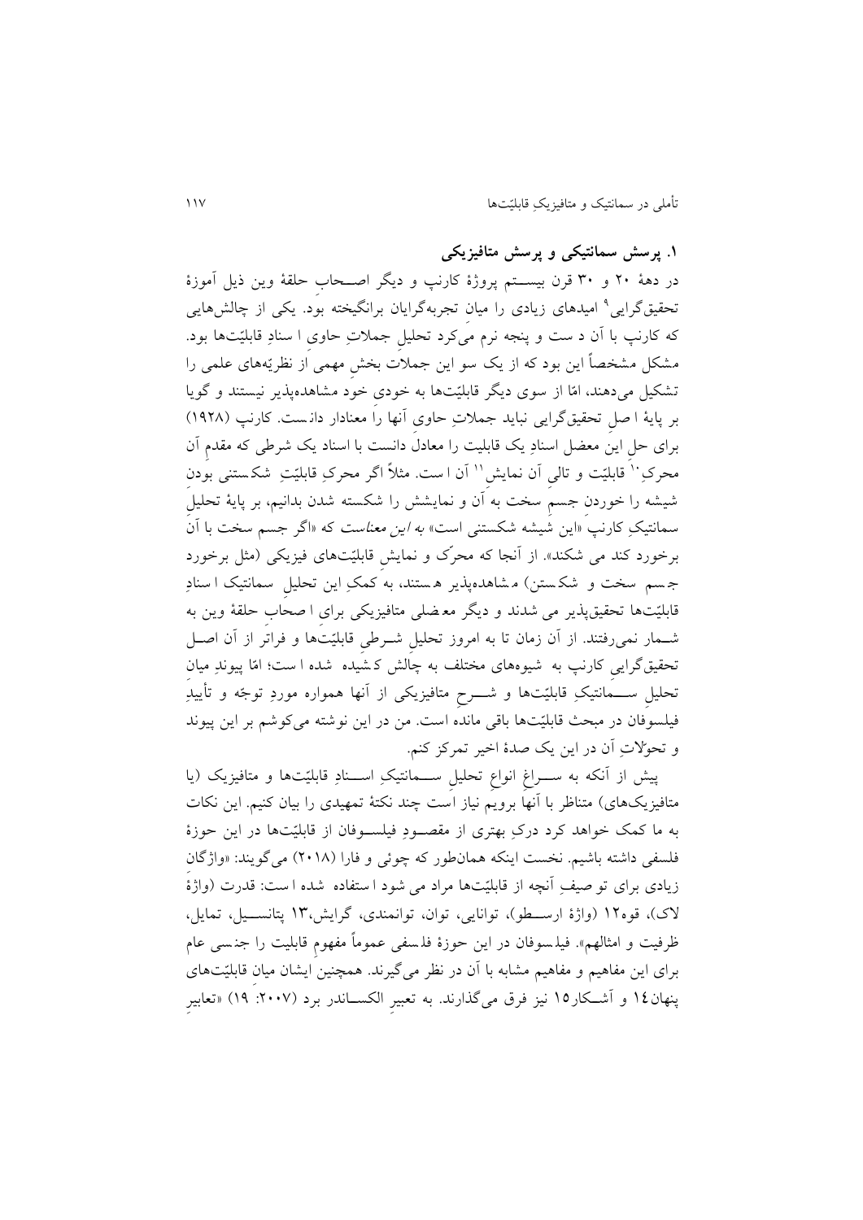## ۱. پرسش سمانتیکی و پرسش متافیزیکی

در دهۀ ۲۰ و ۳۰ قرن بیستم پروژۀ کارنپ و دیگر اصحاب حلقۀ وین ذیل آموزۀ تحقیق‌گرایی[9] امیدهای زیادی را میان تجربه‌گرایان برانگیخته بود. یکی از چالش‌هایی که کارنپ با آن دست و پنجه نرم می‌کرد تحلیلِ جملاتِ حاوی اسنادِ قابلیّت‌ها بود. مشکل مشخصاً این بود که از یک سو این جملات بخشِ مهمی از نظریّه‌های علمی را تشکیل می‌دهند، امّا از سوی دیگر قابلیّت‌ها به خودیِ خود مشاهده‌پذیر نیستند و گویا بر پایۀ اصلِ تحقیق‌گرایی نباید جملاتِ حاویِ آنها را معنادار دانست. کارنپ (۱۹۲۸) برای حلِ این معضل اسنادِ یک قابلیت را معادلِ دانست با اسناد یک شرطی که مقدمِ آن محرکِ[10] قابلیّت و تالیِ آن نمایش[11] آن است. مثلاً اگر محرکِ قابلیّتِ شکستنی بودن شیشه را خوردنِ جسمِ سخت به آن و نمایشش را شکسته شدن بدانیم، بر پایۀ تحلیلِ سمانتیکِ کارنپ «این شیشه شکستنی است» *به این معناست* که «اگر جسم سخت با آن برخورد کند می شکند». از آنجا که محرّک و نمایشِ قابلیّت‌های فیزیکی (مثل برخورد جسم سخت و شکستن) مشاهده‌پذیر هستند، به کمکِ این تحلیلِ سمانتیک اسنادِ قابلیّت‌ها تحقیق‌پذیر می شدند و دیگر معضلی متافیزیکی برای اصحابِ حلقۀ وین به شمار نمی‌رفتند. از آن زمان تا به امروز تحلیلِ شرطیِ قابلیّت‌ها و فراتر از آن اصلِ تحقیق‌گرایی کارنپ به شیوه‌های مختلف به چالش کشیده شده است؛ امّا پیوندِ میانِ تحلیلِ سمانتیکِ قابلیّت‌ها و شرحِ متافیزیکی از آنها همواره موردِ توجّه و تأییدِ فیلسوفان در مبحث قابلیّت‌ها باقی مانده است. من در این نوشته می‌کوشم بر این پیوند و تحوّلاتِ آن در این یک صدۀ اخیر تمرکز کنم.

پیش از آنکه به سراغِ انواعِ تحلیلِ سمانتیکِ اسنادِ قابلیّت‌ها و متافیزیک (یا متافیزیک‌های) متناظر با آنها برویم نیاز است چند نکتۀ تمهیدی را بیان کنیم. این نکات به ما کمک خواهد کرد درکِ بهتری از مقصودِ فیلسوفان از قابلیّت‌ها در این حوزۀ فلسفی داشته باشیم. نخست اینکه همان‌طور که چوئی و فارا (۲۰۱۸) می‌گویند: «واژگانِ زیادی برای توصیفِ آنچه از قابلیّت‌ها مراد می شود استفاده شده است: قدرت (واژۀ لاک)، قوه[12] (واژۀ ارسطو)، توانایی، توان، توانمندی، گرایش،[13] پتانسیل، تمایل، ظرفیت و امثالهم». فیلسوفان در این حوزۀ فلسفی عموماً مفهومِ قابلیت را جنسی عام برای این مفاهیم و مفاهیم مشابه با آن در نظر می‌گیرند. همچنین ایشان میانِ قابلیّت‌های پنهان[14] و آشکار[15] نیز فرق می‌گذارند. به تعبیرِ الکساندر برد (۲۰۰۷: ۱۹) «تعابیرِ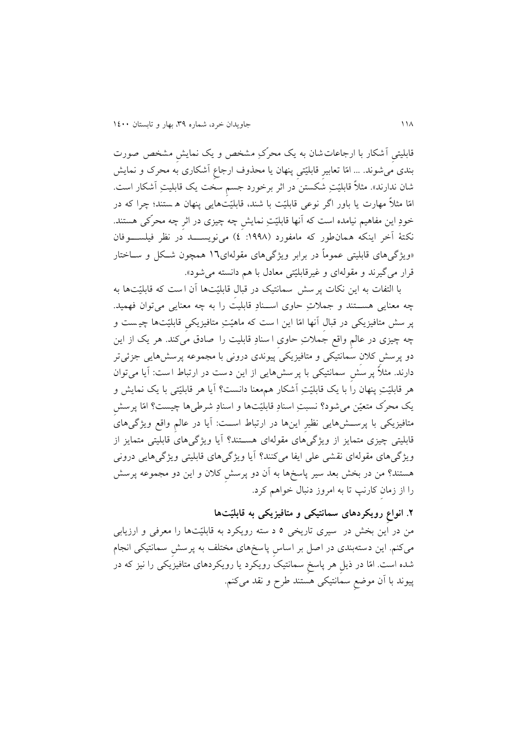قابلیتیِ آشکار با ارجاعات‌شان به یک محرّکِ مشخص و یک نمایشِ مشخص صورت بندی می‌شوند. ... امّا تعابیرِ قابلیّتیِ پنهان یا محذوف ارجاعِ آشکاری به محرک و نمایش شان ندارند». مثلاً قابلیّتِ شکستن در اثر برخورد جسمِ سخت یک قابلیتِ آشکار است. امّا مثلاً مهارت یا باور اگر نوعی قابلیّت با شند، قابلیّت‌هایی پنهان هستند؛ چرا که در خودِ این مفاهیم نیامده است که آنها قابلیّتِ نمایشِ چه چیزی در اثرِ چه محرّکی هستند. نکتهٔ آخر اینکه همان‌طور که مامفورد (۱۹۹۸: ٤) می‌نویسد در نظر فیلسوفان «ویژگی‌های قابلیتی عموماً در برابر ویژگی‌های مقوله‌ای۱٦ همچون شکل و ساختار قرار می‌گیرند و مقوله‌ای و غیرقابلیّتی معادل با هم دانسته می‌شود».

با التفات به این نکات پرسش سمانتیک در قبالِ قابلیّت‌ها آن است که قابلیّت‌ها به چه معنایی هستند و جملاتِ حاوی اسنادِ قابلیت را به چه معنایی می‌توان فهمید. پرسش متافیزیکی در قبالِ آنها امّا این است که ماهیّتِ متافیزیکیِ قابلیّت‌ها چیست و چه چیزی در عالمِ واقع جملاتِ حاوی اسنادِ قابلیت را صادق می‌کند. هر یک از این دو پرسشِ کلان سمانتیکی و متافیزیکی پیوندی درونی با مجموعه پرسش‌هایی جزئی‌تر دارند. مثلاً پرسشِ سمانتیکی با پرسش‌هایی از این دست در ارتباط است: آیا می‌توان هر قابلیّتِ پنهان را با یک قابلیّتِ آشکار هم‌معنا دانست؟ آیا هر قابلیّتی با یک نمایش و یک محرّک متعیّن می‌شود؟ نسبتِ اسنادِ قابلیّت‌ها و اسنادِ شرطی‌ها چیست؟ امّا پرسشِ متافیزیکی با پرسش‌هایی نظیر این‌ها در ارتباط است: آیا در عالمِ واقع ویژگی‌های قابلیتی چیزی متمایز از ویژگی‌های مقوله‌ای هستند؟ آیا ویژگی‌های قابلیتی متمایز از ویژگی‌های مقوله‌ای نقشی علی ایفا می‌کنند؟ آیا ویژگی‌های قابلیتی ویژگی‌هایی درونی هستند؟ من در بخش بعد سیر پاسخ‌ها به آن دو پرسشِ کلان و این دو مجموعه پرسش را از زمانِ کارنپ تا به امروز دنبال خواهم کرد.

## ۲. انواعِ رویکردهای سمانتیکی و متافیزیکی به قابلیّت‌ها

من در این بخش در سیری تاریخی ۵ دسته رویکرد به قابلیّت‌ها را معرفی و ارزیابی می‌کنم. این دسته‌بندی در اصل بر اساسِ پاسخ‌های مختلف به پرسشِ سمانتیکی انجام شده است. امّا در ذیلِ هر پاسخِ سمانتیک رویکرد یا رویکردهای متافیزیکی را نیز که در پیوند با آن موضعِ سمانتیکی هستند طرح و نقد می‌کنم.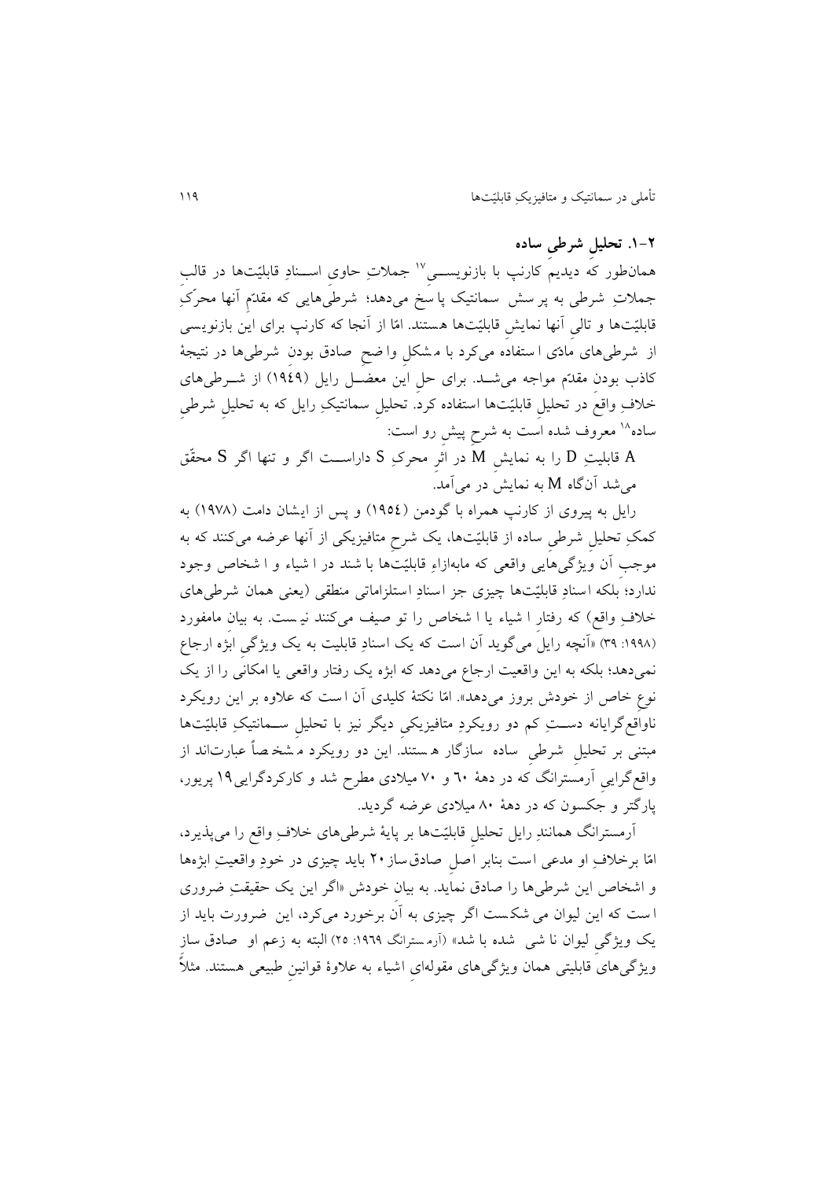### ۲-۱. تحلیلِ شرطیِ ساده

همان‌طور که دیدیم کارنپ با بازنویسی[17] جملاتِ حاوی اسنادِ قابلیّت‌ها در قالبِ جملاتِ شرطی به پرسش سمانتیک پاسخ می‌دهد؛ شرطی‌هایی که مقدّمِ آنها محرّکِ قابلیّت‌ها و تالیِ آنها نمایشِ قابلیّت‌ها هستند. امّا از آنجا که کارنپ برای این بازنویسی از شرطی‌های مادّی استفاده می‌کرد با مشکلِ واضحِ صادق بودنِ شرطی‌ها در نتیجهٔ کاذب بودنِ مقدّم مواجه می‌شد. برای حلِ این معضل رایل (۱۹٤۹) از شرطی‌های خلافِ واقع در تحلیلِ قابلیّت‌ها استفاده کرد. تحلیلِ سمانتیکِ رایل که به تحلیلِ شرطیِ ساده[18] معروف شده است به شرحِ پیشِ رو است:

A قابلیتِ D را به نمایشِ M در اثرِ محرکِ S داراست اگر و تنها اگر S محقّق می‌شد آن‌گاه M به نمایش در می‌آمد.

رایل به پیروی از کارنپ همراه با گودمن (۱۹٥٤) و پس از ایشان دامت (۱۹۷۸) به کمکِ تحلیلِ شرطیِ ساده، یک شرحِ متافیزیکی از آنها عرضه می‌کنند که به موجبِ آن ویژگی‌هایی واقعی که مابه‌ازاءِ قابلیّت‌ها باشند در اشیاء و اشخاص وجود ندارد؛ بلکه اسنادِ قابلیّت‌ها چیزی جز اسنادِ استلزاماتی منطقی (یعنی همان شرطی‌های خلافِ واقع) که رفتارِ اشیاء یا اشخاص را توصیف می‌کنند نیست. به بیانِ مامفورد (۱۹۹۸: ۳۹) «آنچه رایل می‌گوید آن است که یک اسنادِ قابلیت به یک ویژگیِ ابژه ارجاع نمی‌دهد؛ بلکه به این واقعیت ارجاع می‌دهد که ابژه یک رفتار واقعی یا امکانی را از یک نوعِ خاص از خودش بروز می‌دهد». امّا نکتهٔ کلیدی آن است که علاوه بر این رویکرد ناواقع‌گرایانه دستِ کم دو رویکردِ متافیزیکیِ دیگر نیز با تحلیلِ سمانتیکِ قابلیّت‌ها مبتنی بر تحلیلِ شرطیِ ساده سازگار هستند. این دو رویکرد مشخصاً عبارت‌اند از واقع‌گراییِ آرمسترانگ که در دههٔ ٦۰ و ۷۰ میلادی مطرح شد و کارکردگرایی[19] پریور، پارگتر و جکسون که در دههٔ ۸۰ میلادی عرضه گردید.

آرمسترانگ همانندِ رایل تحلیلِ قابلیّت‌ها بر پایهٔ شرطی‌های خلافِ واقع را می‌پذیرد، امّا برخلافِ او مدعی است بنابر اصلِ صادق‌ساز[20] باید چیزی در خودِ واقعیتِ ابژه‌ها و اشخاص این شرطی‌ها را صادق نماید. به بیانِ خودش «اگر این یک حقیقتِ ضروری است که این لیوان می‌شکست اگر چیزی به آن برخورد می‌کرد، این ضرورت باید از یک ویژگیِ لیوان ناشی شده باشد» (آرمسترانگ ۱۹٦۹: ۲٥) البته به زعمِ او صادق‌ساز ویژگی‌های قابلیتی همان ویژگی‌های مقوله‌ایِ اشیاء به علاوهٔ قوانینِ طبیعی هستند. مثلاً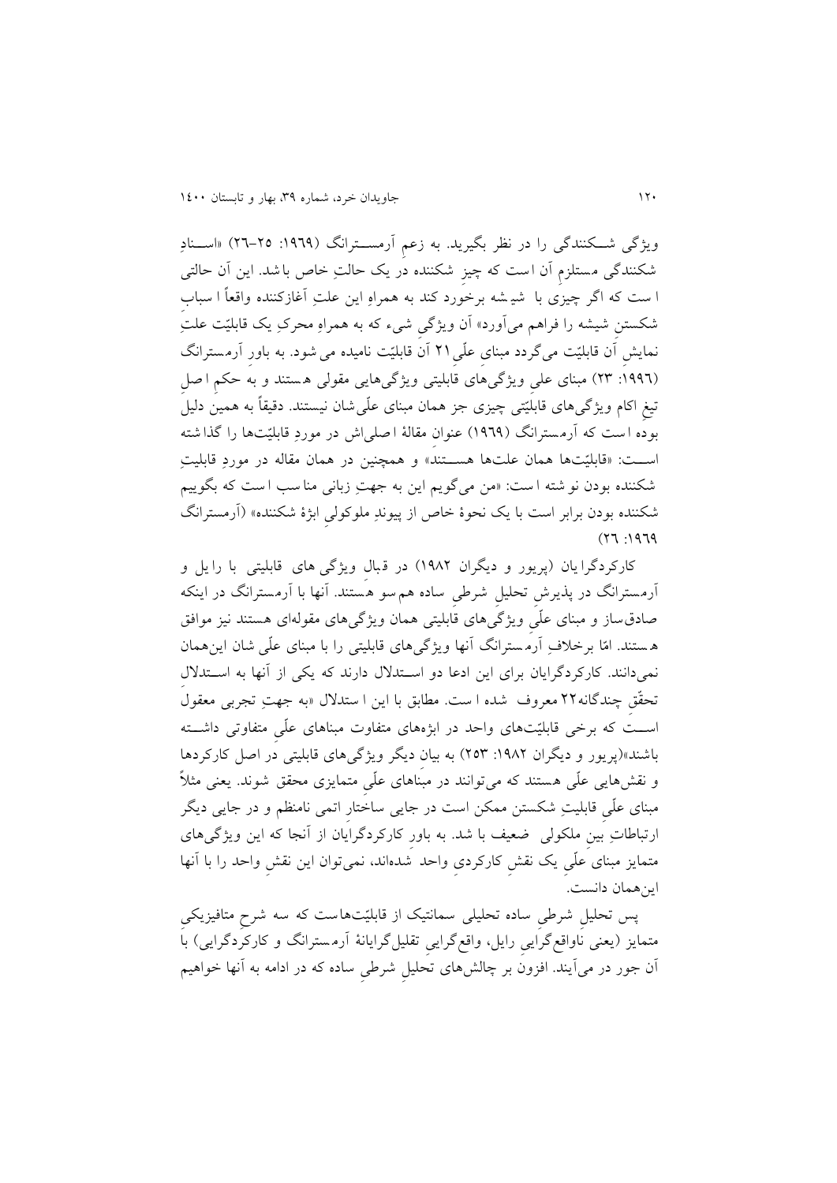ویژگی شـکنندگی را در نظر بگیرید. به زعمِ آرمسـترانگ (۱۹۶۹: ۲۵–۲۶) «اسـنادِ شکنندگی مستلزمِ آن است که چیزِ شکننده در یک حالتِ خاص باشد. این آن حالتی است که اگر چیزی با شیشه برخورد کند به همراهِ این علتِ آغازکننده واقعاً اسبابِ شکستنِ شیشه را فراهم می‌آورد» آن ویژگیِ شیء که به همراهِ محرکِ یک قابلیّت علتِ نمایشِ آن قابلیّت می‌گردد مبنای علّی[21] آن قابلیّت نامیده می‌شود. به باورِ آرمسترانگ (۱۹۹۶: ۲۳) مبنای علیِ ویژگی‌های قابلیتی ویژگی‌هایی مقولی هستند و به حکمِ اصلِ تیغِ اکام ویژگی‌های قابلیّتی چیزی جز همان مبنای علّی‌شان نیستند. دقیقاً به همین دلیل بوده است که آرمسترانگ (۱۹۶۹) عنوانِ مقالهٔ اصلی‌اش در موردِ قابلیّت‌ها را گذاشته اسـت: «قابلیّت‌ها همان علت‌ها هسـتند» و همچنین در همان مقاله در موردِ قابلیتِ شکننده بودن نوشته است: «من می‌گویم این به جهتِ زبانی مناسب است که بگوییم شکننده بودن برابر است با یک نحوهٔ خاص از پیوندِ ملوکولیِ ابژهٔ شکننده» (آرمسترانگ ۱۹۶۹: ۲۶)

کارکردگرایان (پریور و دیگران ۱۹۸۲) در قبالِ ویژگی‌های قابلیتی با رایل و آرمسترانگ در پذیرشِ تحلیلِ شرطیِ ساده هم‌سو هستند. آنها با آرمسترانگ در اینکه صادق‌ساز و مبنای علّیِ ویژگی‌های قابلیتی همان ویژگی‌های مقوله‌ای هستند نیز موافق هستند. امّا برخلافِ آرمسترانگ آنها ویژگی‌های قابلیتی را با مبنای علّی شان این‌همان نمی‌دانند. کارکردگرایان برای این ادعا دو اسـتدلال دارند که یکی از آنها به اسـتدلالِ تحقّقِ چندگانه[22] معروف شده است. مطابق با این استدلال «به جهتِ تجربی معقول اسـت که برخی قابلیّت‌های واحد در ابژه‌های متفاوت مبناهای علّیِ متفاوتی داشـته باشند» (پریور و دیگران ۱۹۸۲: ۲۵۳) به بیان دیگر ویژگی‌های قابلیتی در اصل کارکردها و نقش‌هایی علّی هستند که می‌توانند در مبناهای علّیِ متمایزی محقق شوند. یعنی مثلاً مبنای علّیِ قابلیتِ شکستن ممکن است در جایی ساختارِ اتمی نامنظم و در جایی دیگر ارتباطاتِ بینِ ملکولی ضعیف باشد. به باورِ کارکردگرایان از آنجا که این ویژگی‌های متمایز مبنای علّیِ یک نقشِ کارکردیِ واحد شده‌اند، نمی‌توان این نقشِ واحد را با آنها این‌همان دانست.

پس تحلیلِ شرطیِ ساده تحلیلی سمانتیک از قابلیّت‌هاست که سه شرحِ متافیزیکیِ متمایز (یعنی ناواقع‌گراییِ رایل، واقع‌گراییِ تقلیل‌گرایانهٔ آرمسترانگ و کارکردگرایی) با آن جور در می‌آیند. افزون بر چالش‌های تحلیلِ شرطیِ ساده که در ادامه به آنها خواهیم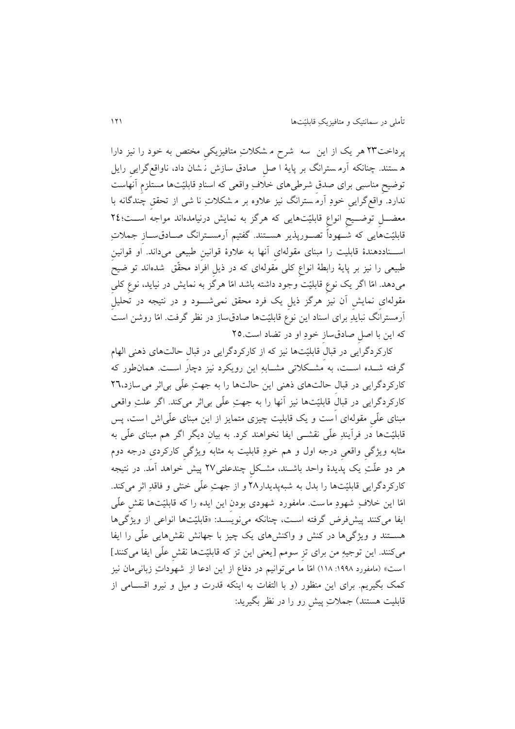پرداخت[23] هر یک از این سه شرح مشکلاتِ متافیزیکیِ مختص به خود را نیز دارا هستند. چنانکه آرمسترانگ بر پایهٔ اصلِ صادق سازش نشان داد، ناواقع‌گراییِ رایل توضیحِ مناسبی برای صدقِ شرطی‌های خلافِ واقعی که اسنادِ قابلیّت‌ها مستلزمِ آنهاست ندارد. واقع‌گراییِ خودِ آرمسترانگ نیز علاوه بر مشکلاتِ نا شی از تحققِ چندگانه با معضلِ توضیحِ انواعِ قابلیّت‌هایی که هرگز به نمایش درنیامده‌اند مواجه است؛[24] قابلیّت‌هایی که شهوداً تصورپذیر هستند. گفتیم آرمسترانگ صادق‌سازِ جملاتِ اسناددهندهٔ قابلیت را مبنای مقوله‌ایِ آنها به علاوهٔ قوانینِ طبیعی می‌داند. او قوانینِ طبیعی را نیز بر پایهٔ رابطهٔ انواعِ کلی مقوله‌ای که در ذیلِ افراد محقّق شده‌اند توضیح می‌دهد. امّا اگر یک نوع قابلیّت وجود داشته باشد امّا هرگز به نمایش در نیاید، نوعِ کلیِ مقوله‌ایِ نمایشِ آن نیز هرگز ذیلِ یک فرد محقق نمی‌شود و در نتیجه در تحلیلِ آرمسترانگ نباید برای اسنادِ این نوعِ قابلیّت‌ها صادق‌ساز در نظر گرفت. امّا روشن است که این با اصلِ صادق‌سازِ خودِ او در تضاد است.[25]

کارکردگرایی در قبالِ قابلیّت‌ها نیز که از کارکردگرایی در قبالِ حالت‌های ذهنی الهام گرفته شده است، به مشکلاتی مشابهِ این رویکرد نیز دچار است. همان‌طور که کارکردگرایی در قبالِ حالت‌های ذهنی این حالت‌ها را به جهتِ علّی بی‌اثر می سازد،[26] کارکردگرایی در قبالِ قابلیّت‌ها نیز آنها را به جهتِ علّی بی‌اثر می‌کند. اگر علتِ واقعی مبنای علّیِ مقوله‌ای است و یک قابلیت چیزی متمایز از این مبنای علّی‌اش است، پس قابلیّت‌ها در فرآیندِ علّی نقشی ایفا نخواهند کرد. به بیانِ دیگر اگر هم مبنای علّی به مثابه ویژگیِ واقعیِ درجه اول و هم خودِ قابلیت به مثابه ویژگیِ کارکردیِ درجه دوم هر دو علّتِ یک پدیدهٔ واحد باشند، مشکلِ چندعلتی[27] پیش خواهد آمد. در نتیجه کارکردگرایی قابلیّت‌ها را بدل به شبه‌پدیدار[28] و از جهتِ علّی خنثی و فاقدِ اثر می‌کند. امّا این خلافِ شهودِ ماست. مامفورد شهودی بودنِ این ایده را که قابلیّت‌ها نقشِ علّی ایفا می‌کنند پیش‌فرض گرفته است، چنانکه می‌نویسد: «قابلیّت‌ها انواعی از ویژگی‌ها هستند و ویژگی‌ها در کنش و واکنش‌های یک چیز با جهانش نقش‌هایی علّی را ایفا می‌کنند. این توجیهِ من برای تزِ سومم [یعنی این تز که قابلیّت‌ها نقشِ علّی ایفا می‌کنند] است» (مامفورد ۱۹۹۸: ۱۱۸) امّا ما می‌توانیم در دفاع از این ادعا از شهوداتِ زبانی‌مان نیز کمک بگیریم. برای این منظور (و با التفات به اینکه قدرت و میل و نیرو اقسامی از قابلیت هستند) جملاتِ پیشِ رو را در نظر بگیرید: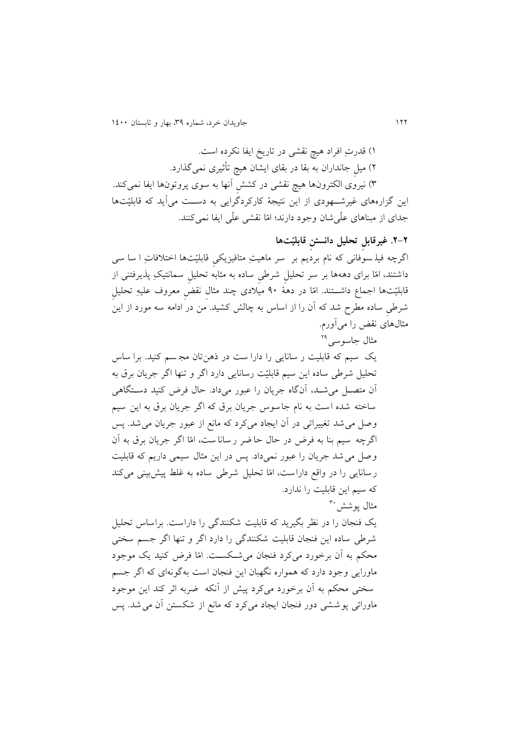۱) قدرتِ افراد هیچ نقشی در تاریخ ایفا نکرده است.

۲) میلِ جانداران به بقا در بقای ایشان هیچ تأثیری نمی‌گذارد.

۳) نیروی الکترون‌ها هیچ نقشی در کششِ آنها به سوی پروتون‌ها ایفا نمی‌کند.

این گزاره‌های غیرشـــهودی از این نتیجهٔ کارکردگرایی به دســـت می‌آید که قابلیّت‌ها جدای از مبناهای علّی‌شان وجود دارند؛ امّا نقشی علّی ایفا نمی‌کنند.

## ۲-۲. غیرقابلِ تحلیل دانستنِ قابلیّت‌ها

اگرچه فیلسوفانی که نام بردیم بر سر ماهیتِ متافیزیکیِ قابلیّت‌ها اختلافاتِ اساسی داشتند، امّا برای دهه‌ها بر سر تحلیلِ شرطیِ ساده به مثابهٔ تحلیلِ سمانتیکِ پذیرفتنی از قابلیّت‌ها اجماع داشـــتند. امّا در دههٔ ۹۰ میلادی چند مثالِ نقضِ معروف علیهِ تحلیلِ شرطیِ ساده مطرح شد که آن را از اساس به چالش کشید. من در ادامه سه مورد از این مثال‌های نقض را می‌آورم.

مثال جاسوسی[۲۹]

یک سیم که قابلیت رسانایی را داراست در ذهن‌تان مجسم کنید. براساس تحلیل شرطی ساده این سیم قابلیّت رسانایی دارد اگر و تنها اگر جریان برق به آن متصـــل می‌شـــد، آن‌گاه جریان را عبور می‌داد. حال فرض کنید دســـتگاهی ساخته شده است به نام جاسوس جریان برق که اگر جریان برق به این سیم وصل می‌شد تغییراتی در آن ایجاد می‌کرد که مانع از عبور جریان می‌شد. پس اگرچه سیم بنا به فرض در حال حاضر رساناست، امّا اگر جریان برق به آن وصل می‌شد جریان را عبور نمی‌داد. پس در این مثال سیمی داریم که قابلیت رسانایی را در واقع داراست، امّا تحلیل شرطی ساده به غلط پیش‌بینی می‌کند که سیم این قابلیت را ندارد.

مثال پوشش[۳۰]

یک فنجان را در نظر بگیرید که قابلیت شکنندگی را داراست. براساس تحلیل شرطی ساده این فنجان قابلیت شکنندگی را دارد اگر و تنها اگر جسم سختی محکم به آن برخورد می‌کرد فنجان می‌شـــکســـت. امّا فرض کنید یک موجود ماورایی وجود دارد که همواره نگهبان این فنجان است به‌گونه‌ای که اگر جسم سختی محکم به آن برخورد می‌کرد پیش از آنکه ضربه اثر کند این موجود ماورائی پوششی دور فنجان ایجاد می‌کرد که مانع از شکستن آن می‌شد. پس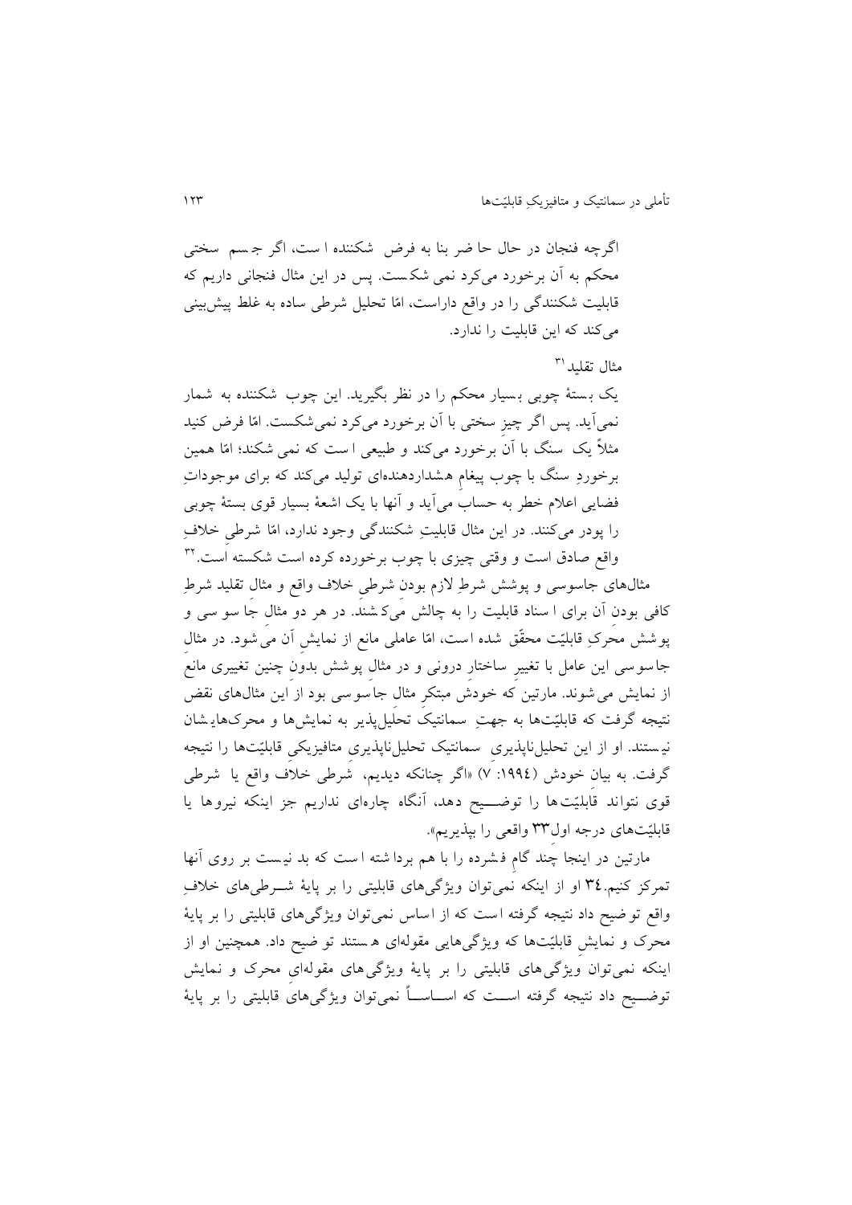اگرچه فنجان در حال حاضر بنا به فرض شکننده است، اگر جسم سختی محکم به آن برخورد می‌کرد نمی شکست. پس در این مثال فنجانی داریم که قابلیت شکنندگی را در واقع داراست، امّا تحلیل شرطی ساده به غلط پیش‌بینی می‌کند که این قابلیت را ندارد.

مثال تقلید[31]

یک بستهٔ چوبی بسیار محکم را در نظر بگیرید. این چوب شکننده به شمار نمی‌آید. پس اگر چیزِ سختی با آن برخورد می‌کرد نمی‌شکست. امّا فرض کنید مثلاً یک سنگ با آن برخورد می‌کند و طبیعی است که نمی شکند؛ امّا همین برخوردِ سنگ با چوب پیغامِ هشداردهنده‌ای تولید می‌کند که برای موجوداتِ فضایی اعلام خطر به حساب می‌آید و آنها با یک اشعهٔ بسیار قوی بستهٔ چوبی را پودر می‌کنند. در این مثال قابلیتِ شکنندگی وجود ندارد، امّا شرطیِ خلافِ واقع صادق است و وقتی چیزی با چوب برخورده کرده است شکسته است.[32]

مثال‌های جاسوسی و پوشش شرطِ لازم بودنِ شرطیِ خلاف واقع و مثال تقلید شرطِ کافی بودن آن برای اسناد قابلیت را به چالش می‌کشند. در هر دو مثال جاسوسی و پوشش محرکِ قابلیّت محقّق شده است، امّا عاملی مانع از نمایش آن می‌شود. در مثال جاسوسی این عامل با تغییرِ ساختارِ درونی و در مثال پوشش بدونِ چنین تغییری مانع از نمایش می‌شوند. مارتین که خودش مبتکرِ مثال جاسوسی بود از این مثال‌های نقض نتیجه گرفت که قابلیّت‌ها به جهتِ سمانتیکْ تحلیل‌پذیر به نمایش‌ها و محرک‌هایشان نیستند. او از این تحلیل‌ناپذیریِ سمانتیک تحلیل‌ناپذیریِ متافیزیکیِ قابلیّت‌ها را نتیجه گرفت. به بیانِ خودش (۱۹۹٤: ۷) «اگر چنانکه دیدیم، شرطی خلاف واقع یا شرطی قوی نتواند قابلیّت‌ها را توضیح دهد، آنگاه چاره‌ای نداریم جز اینکه نیروها یا قابلیّت‌های درجه اول[33] واقعی را بپذیریم».

مارتین در اینجا چند گامِ فشرده را با هم برداشته است که بد نیست بر روی آنها تمرکز کنیم.[34] او از اینکه نمی‌توان ویژگی‌های قابلیتی را بر پایهٔ شرطی‌های خلافِ واقع توضیح داد نتیجه گرفته است که از اساس نمی‌توان ویژگی‌های قابلیتی را بر پایهٔ محرک و نمایشِ قابلیّت‌ها که ویژگی‌هایی مقوله‌ای هستند توضیح داد. همچنین او از اینکه نمی‌توان ویژگی‌های قابلیتی را بر پایهٔ ویژگی‌های مقوله‌ایِ محرک و نمایش توضیح داد نتیجه گرفته است که اساساً نمی‌توان ویژگی‌های قابلیتی را بر پایهٔ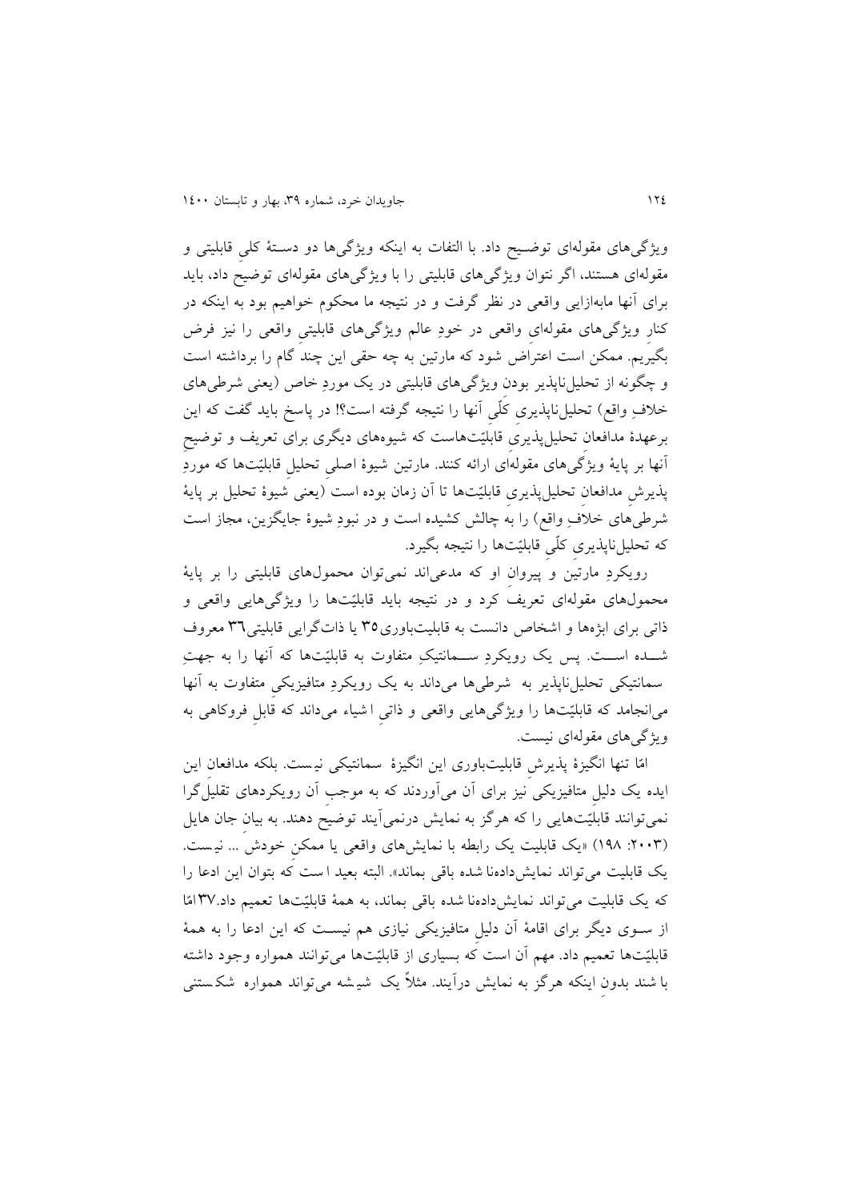ویژگی‌های مقوله‌ای توضیح داد. با التفات به اینکه ویژگی‌ها دو دستهٔ کلیِ قابلیتی و مقوله‌ای هستند، اگر نتوان ویژگی‌های قابلیتی را با ویژگی‌های مقوله‌ای توضیح داد، باید برای آنها مابه‌ازایی واقعی در نظر گرفت و در نتیجه ما محکوم خواهیم بود به اینکه در کنار ویژگی‌های مقوله‌ایِ واقعی در خودِ عالم ویژگی‌های قابلیتیِ واقعی را نیز فرض بگیریم. ممکن است اعتراض شود که مارتین به چه حقی این چند گام را برداشته است و چگونه از تحلیل‌ناپذیر بودن ویژگی‌های قابلیتی در یک موردِ خاص (یعنی شرطی‌های خلافِ واقع) تحلیل‌ناپذیریِ کلّیِ آنها را نتیجه گرفته است؟! در پاسخ باید گفت که این برعهدهٔ مدافعانِ تحلیل‌پذیریِ قابلیّت‌هاست که شیوه‌های دیگری برای تعریف و توضیحِ آنها بر پایهٔ ویژگی‌های مقوله‌ای ارائه کنند. مارتین شیوهٔ اصلیِ تحلیلِ قابلیّت‌ها که موردِ پذیرشِ مدافعانِ تحلیل‌پذیریِ قابلیّت‌ها تا آن زمان بوده است (یعنی شیوهٔ تحلیل بر پایهٔ شرطی‌های خلافِ واقع) را به چالش کشیده است و در نبودِ شیوهٔ جایگزین، مجاز است که تحلیل‌ناپذیریِ کلّیِ قابلیّت‌ها را نتیجه بگیرد.

رویکردِ مارتین و پیروانِ او که مدعی‌اند نمی‌توان محمول‌های قابلیتی را بر پایهٔ محمول‌های مقوله‌ای تعریف کرد و در نتیجه باید قابلیّت‌ها را ویژگی‌هایی واقعی و ذاتی برای ابژه‌ها و اشخاص دانست به قابلیت‌باوری[35] یا ذات‌گرایی قابلیتی[36] معروف شده است. پس یک رویکردِ سمانتیکِ متفاوت به قابلیّت‌ها که آنها را به جهتِ سمانتیکی تحلیل‌ناپذیر به شرطی‌ها می‌داند به یک رویکردِ متافیزیکیِ متفاوت به آنها می‌انجامد که قابلیّت‌ها را ویژگی‌هایی واقعی و ذاتیِ اشیاء می‌داند که قابلِ فروکاهی به ویژگی‌های مقوله‌ای نیست.

امّا تنها انگیزهٔ پذیرشِ قابلیت‌باوری این انگیزهٔ سمانتیکی نیست. بلکه مدافعانِ این ایده یک دلیلِ متافیزیکی نیز برای آن می‌آوردند که به موجبِ آن رویکردهای تقلیل‌گرا نمی‌توانند قابلیّت‌هایی را که هرگز به نمایش درنمی‌آیند توضیح دهند. به بیانِ جان هایل (۲۰۰۳: ۱۹۸) «یک قابلیت یک رابطه با نمایش‌های واقعی یا ممکنِ خودش ... نیست. یک قابلیت می‌تواند نمایش‌داده‌نا شده باقی بماند». البته بعید است که بتوان این ادعا را که یک قابلیت می‌تواند نمایش‌داده‌نا شده باقی بماند، به همهٔ قابلیّت‌ها تعمیم داد.[37] امّا از سوی دیگر برای اقامهٔ آن دلیلِ متافیزیکی نیازی هم نیست که این ادعا را به همهٔ قابلیّت‌ها تعمیم داد. مهم آن است که بسیاری از قابلیّت‌ها می‌توانند همواره وجود داشته باشند بدونِ اینکه هرگز به نمایش درآیند. مثلاً یک شیشه می‌تواند همواره شکستنی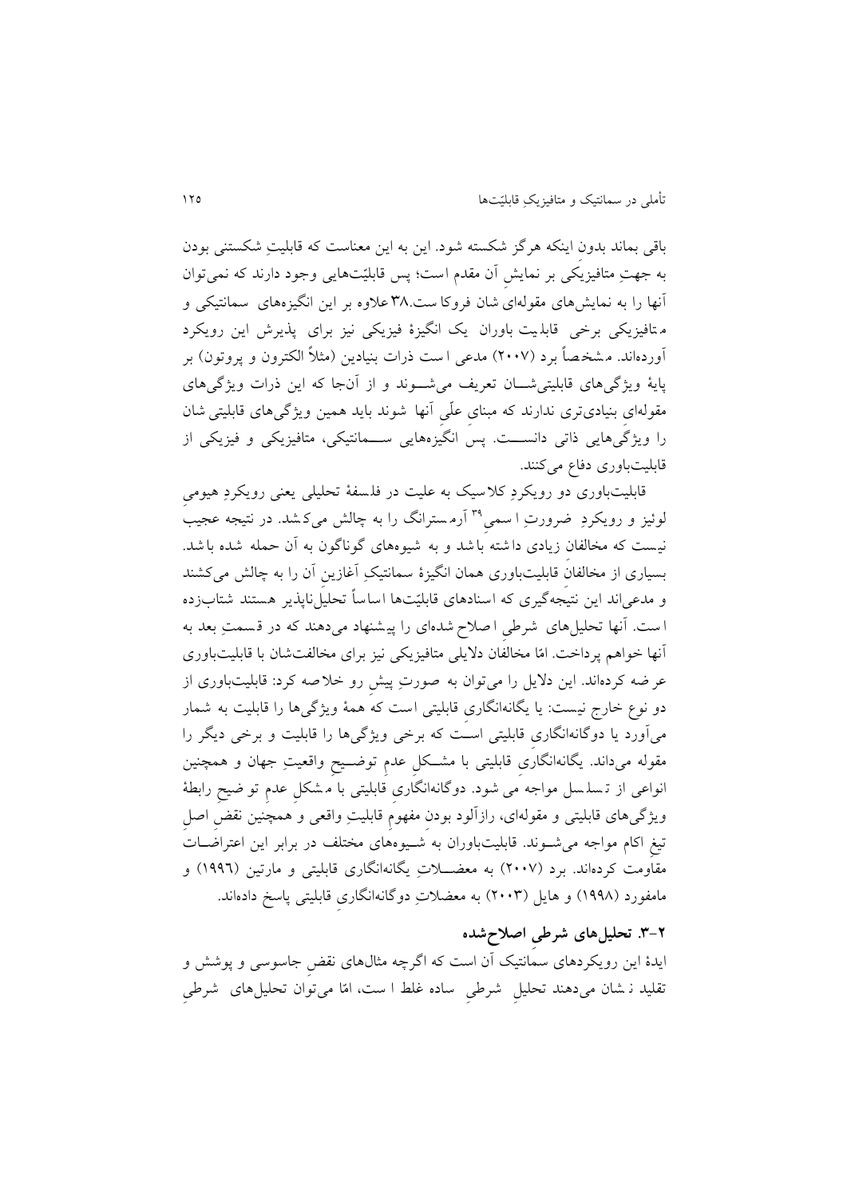باقی بماند بدون اینکه هرگز شکسته شود. این به این معناست که قابلیتِ شکستنی بودن به جهتِ متافیزیکی بر نمایشِ آن مقدم است؛ پس قابلیّت‌هایی وجود دارند که نمی‌توان آنها را به نمایش‌های مقوله‌ای شان فروکاست.[38] علاوه بر این انگیزه‌های سمانتیکی و متافیزیکی برخی قابلیت باوران یک انگیزهٔ فیزیکی نیز برای پذیرش این رویکرد آورده‌اند. مشخصاً برد (۲۰۰۷) مدعی است ذرات بنیادین (مثلاً الکترون و پروتون) بر پایهٔ ویژگی‌های قابلیتی‌شان تعریف می‌شوند و از آن‌جا که این ذرات ویژگی‌های مقوله‌ای بنیادی‌تری ندارند که مبنای علّی آنها شوند باید همین ویژگی‌های قابلیتی شان را ویژگی‌هایی ذاتی دانست. پس انگیزه‌هایی سمانتیکی، متافیزیکی و فیزیکی از قابلیت‌باوری دفاع می‌کنند.

قابلیت‌باوری دو رویکردِ کلاسیک به علیت در فلسفهٔ تحلیلی یعنی رویکردِ هیومیِ لوئیز و رویکردِ ضرورتِ اسمی[39] آرمسترانگ را به چالش می‌کشد. در نتیجه عجیب نیست که مخالفانِ زیادی داشته باشد و به شیوه‌های گوناگون به آن حمله شده باشد. بسیاری از مخالفانِ قابلیت‌باوری همان انگیزهٔ سمانتیکِ آغازینِ آن را به چالش می‌کشند و مدعی‌اند این نتیجه‌گیری که اسنادهای قابلیّت‌ها اساساً تحلیل‌ناپذیر هستند شتاب‌زده است. آنها تحلیل‌های شرطیِ اصلاح شده‌ای را پیشنهاد می‌دهند که در قسمتِ بعد به آنها خواهم پرداخت. امّا مخالفان دلایلی متافیزیکی نیز برای مخالفت‌شان با قابلیت‌باوری عرضه کرده‌اند. این دلایل را می‌توان به صورتِ پیش رو خلاصه کرد: قابلیت‌باوری از دو نوع خارج نیست: یا یگانه‌انگاریِ قابلیتی است که همهٔ ویژگی‌ها را قابلیت به شمار می‌آورد یا دوگانه‌انگاریِ قابلیتی است که برخی ویژگی‌ها را قابلیت و برخی دیگر را مقوله می‌داند. یگانه‌انگاریِ قابلیتی با مشکلِ عدمِ توضیحِ واقعیتِ جهان و همچنین انواعی از تسلسل مواجه می شود. دوگانه‌انگاریِ قابلیتی با مشکلِ عدمِ توضیحِ رابطهٔ ویژگی‌های قابلیتی و مقوله‌ای، رازآلود بودنِ مفهومِ قابلیتِ واقعی و همچنین نقضِ اصلِ تیغِ اکام مواجه می‌شوند. قابلیت‌باوران به شیوه‌های مختلف در برابر این اعتراضات مقاومت کرده‌اند. برد (۲۰۰۷) به معضلاتِ یگانه‌انگاریِ قابلیتی و مارتین (۱۹۹٦) و مامفورد (۱۹۹۸) و هایل (۲۰۰۳) به معضلاتِ دوگانه‌انگاریِ قابلیتی پاسخ داده‌اند.

### ۲-۳. تحلیل‌های شرطیِ اصلاح‌شده

ایدهٔ این رویکردهای سمانتیک آن است که اگرچه مثال‌های نقضِ جاسوسی و پوشش و تقلید نشان می‌دهند تحلیلِ شرطیِ ساده غلط است، امّا می‌توان تحلیل‌های شرطیِ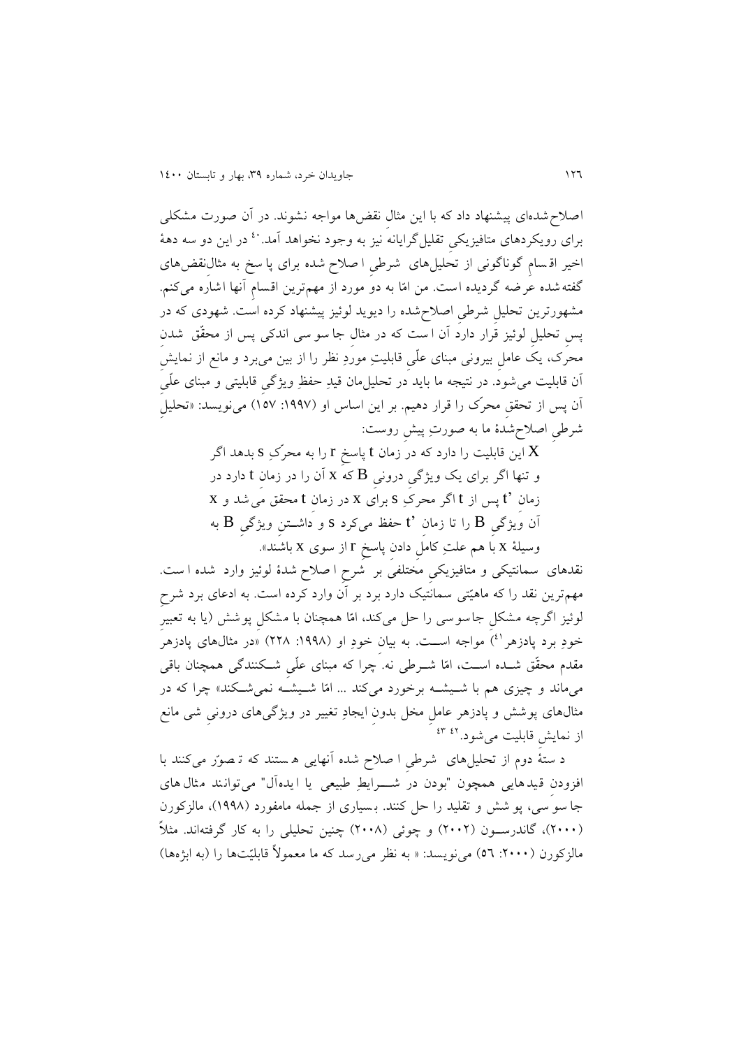اصلاح‌شده‌ای پیشنهاد داد که با این مثال نقض‌ها مواجه نشوند. در آن صورت مشکلی برای رویکردهای متافیزیکیِ تقلیل‌گرایانه نیز به وجود نخواهد آمد.[40] در این دو سه دههٔ اخیر اقسامِ گوناگونی از تحلیل‌های شرطیِ اصلاح شده برای پاسخ به مثال‌نقض‌های گفته‌شده عرضه گردیده است. من امّا به دو مورد از مهم‌ترین اقسامِ آنها اشاره می‌کنم. مشهورترین تحلیلِ شرطیِ اصلاح‌شده را دیوید لوئیز پیشنهاد کرده است. شهودی که در پسِ تحلیلِ لوئیز قرار دارد آن است که در مثالِ جاسوسی اندکی پس از محقّق شدنِ محرک، یک عاملِ بیرونی مبنای علّیِ قابلیتِ موردِ نظر را از بین می‌برد و مانع از نمایشِ آن قابلیت می‌شود. در نتیجه ما باید در تحلیل‌مان قیدِ حفظِ ویژگیِ قابلیتی و مبنای علّیِ آن پس از تحققِ محرک را قرار دهیم. بر این اساس او (۱۹۹۷: ۱۵۷) می‌نویسد: «تحلیلِ شرطیِ اصلاح‌شدهٔ ما به صورتِ پیشِ روست:

> X این قابلیت را دارد که در زمانِ t پاسخِ r را به محرکِ s بدهد اگر و تنها اگر برای یک ویژگیِ درونیِ B که x آن را در زمانِ t دارد در زمانِ 't پس از t اگر محرکِ s برای x در زمانِ t محقق می‌شد و x آن ویژگیِ B را تا زمانِ 't حفظ می‌کرد s و داشتنِ ویژگیِ B به وسیلهٔ x با هم علتِ کاملِ دادنِ پاسخِ r از سوی x باشند».

نقدهای سمانتیکی و متافیزیکیِ مختلفی بر شرحِ اصلاح شدهٔ لوئیز وارد شده است. مهم‌ترین نقد را که ماهیّتی سمانتیک دارد برد بر آن وارد کرده است. به ادعای برد شرحِ لوئیز اگرچه مشکلِ جاسوسی را حل می‌کند، امّا همچنان با مشکلِ پوشش (یا به تعبیرِ خودِ برد پادزهر[41]) مواجه است. به بیانِ خودِ او (۱۹۹۸: ۲۲۸) «در مثال‌های پادزهر مقدم محقّق شده است، امّا شرطی نه. چرا که مبنای علّیِ شکنندگی همچنان باقی می‌ماند و چیزی هم با شیشه برخورد می‌کند ... امّا شیشه نمی‌شکند» چرا که در مثال‌های پوشش و پادزهر عاملِ مخل بدونِ ایجادِ تغییر در ویژگی‌های درونیِ شی مانع از نمایشِ قابلیت می‌شود.[42] [43]

دستهٔ دوم از تحلیل‌های شرطیِ اصلاح شده آنهایی هستند که تصوّر می‌کنند با افزودنِ قیدهایی همچون "بودن در شرایطِ طبیعی یا ایده‌آل" می‌توانند مثال‌های جاسوسی، پوشش و تقلید را حل کنند. بسیاری از جمله مامفورد (۱۹۹۸)، مالزکورن (۲۰۰۰)، گاندرسون (۲۰۰۲) و چوئی (۲۰۰۸) چنین تحلیلی را به کار گرفته‌اند. مثلاً مالزکورن (۲۰۰۰: ۵۶) می‌نویسد: « به نظر می‌رسد که ما معمولاً قابلیّت‌ها را (به ابژه‌ها)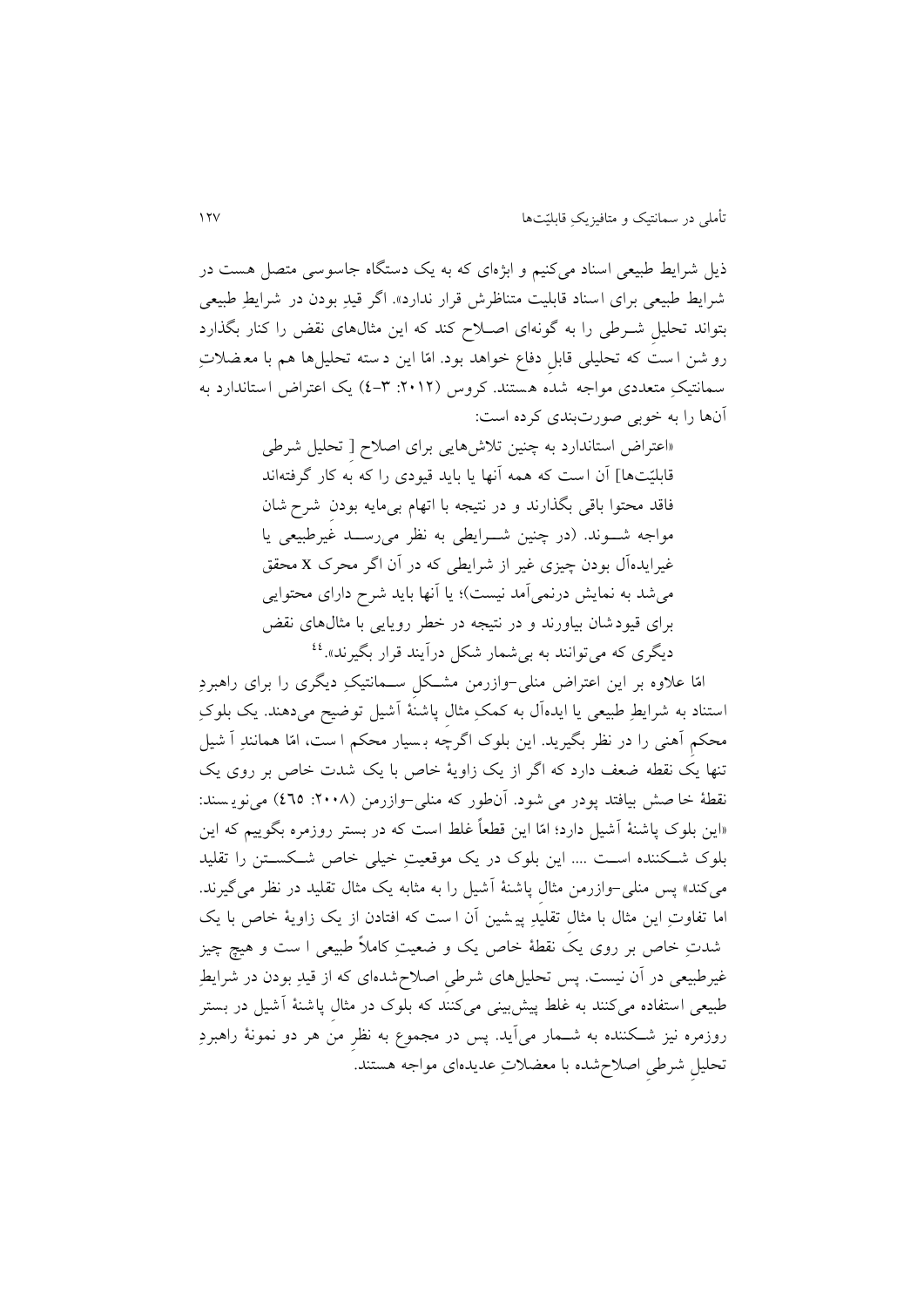ذیل شرایط طبیعی اسناد می‌کنیم و ابژه‌ای که به یک دستگاه جاسوسی متصل هست در شرایط طبیعی برای اسناد قابلیت متناظرش قرار ندارد». اگر قیدِ بودن در شرایطِ طبیعی بتواند تحلیلِ شرطی را به گونه‌ای اصلاح کند که این مثال‌های نقض را کنار بگذارد روشن است که تحلیلی قابلِ دفاع خواهد بود. امّا این دسته تحلیل‌ها هم با معضلاتِ سمانتیکِ متعددی مواجه شده هستند. کروس (۲۰۱۲: ۳-٤) یک اعتراض استاندارد به آن‌ها را به خوبی صورت‌بندی کرده است:

> «اعتراض استاندارد به چنین تلاش‌هایی برای اصلاح [ تحلیل شرطی قابلیّت‌ها] آن است که همه آنها یا باید قیودی را که به کار گرفته‌اند فاقد محتوا باقی بگذارند و در نتیجه با اتهام بی‌مایه بودن شرح‌شان مواجه شوند. (در چنین شرایطی به نظر می‌رسد غیرطبیعی یا غیرایده‌آل بودن چیزی غیر از شرایطی که در آن اگر محرک x محقق می‌شد به نمایش درنمی‌آمد نیست)؛ یا آنها باید شرح دارای محتوایی برای قیودشان بیاورند و در نتیجه در خطر رویایی با مثال‌های نقض دیگری که می‌توانند به بی‌شمار شکل درآیند قرار بگیرند».[44]

امّا علاوه بر این اعتراض منلی-وازرمن مشکلِ سمانتیکِ دیگری را برای راهبردِ استناد به شرایطِ طبیعی یا ایده‌آل به کمکِ مثال پاشنهٔ آشیل توضیح می‌دهند. یک بلوکِ محکمِ آهنی را در نظر بگیرید. این بلوک اگرچه بسیار محکم است، امّا همانندِ آشیل تنها یک نقطه ضعف دارد که اگر از یک زاویهٔ خاص با یک شدت خاص بر روی یک نقطهٔ خاصش بیافتد پودر می شود. آن‌طور که منلی-وازرمن (۲۰۰۸: ٤٦٥) می‌نویسند: «این بلوک پاشنهٔ آشیل دارد؛ امّا این قطعاً غلط است که در بستر روزمره بگوییم که این بلوک شکننده است .... این بلوک در یک موقعیتِ خیلی خاص شکستن را تقلید می‌کند» پس منلی-وازرمن مثال پاشنهٔ آشیل را به مثابه یک مثال تقلید در نظر می‌گیرند. اما تفاوتِ این مثال با مثال تقلیدِ پیشین آن است که افتادن از یک زاویهٔ خاص با یک شدتِ خاص بر روی یک نقطهٔ خاص یک وضعیتِ کاملاً طبیعی است و هیچ چیز غیرطبیعی در آن نیست. پس تحلیل‌های شرطیِ اصلاح‌شده‌ای که از قیدِ بودن در شرایطِ طبیعی استفاده می‌کنند به غلط پیش‌بینی می‌کنند که بلوک در مثال پاشنهٔ آشیل در بستر روزمره نیز شکننده به شمار می‌آید. پس در مجموع به نظرِ من هر دو نمونهٔ راهبردِ تحلیلِ شرطیِ اصلاح‌شده با معضلاتِ عدیده‌ای مواجه هستند.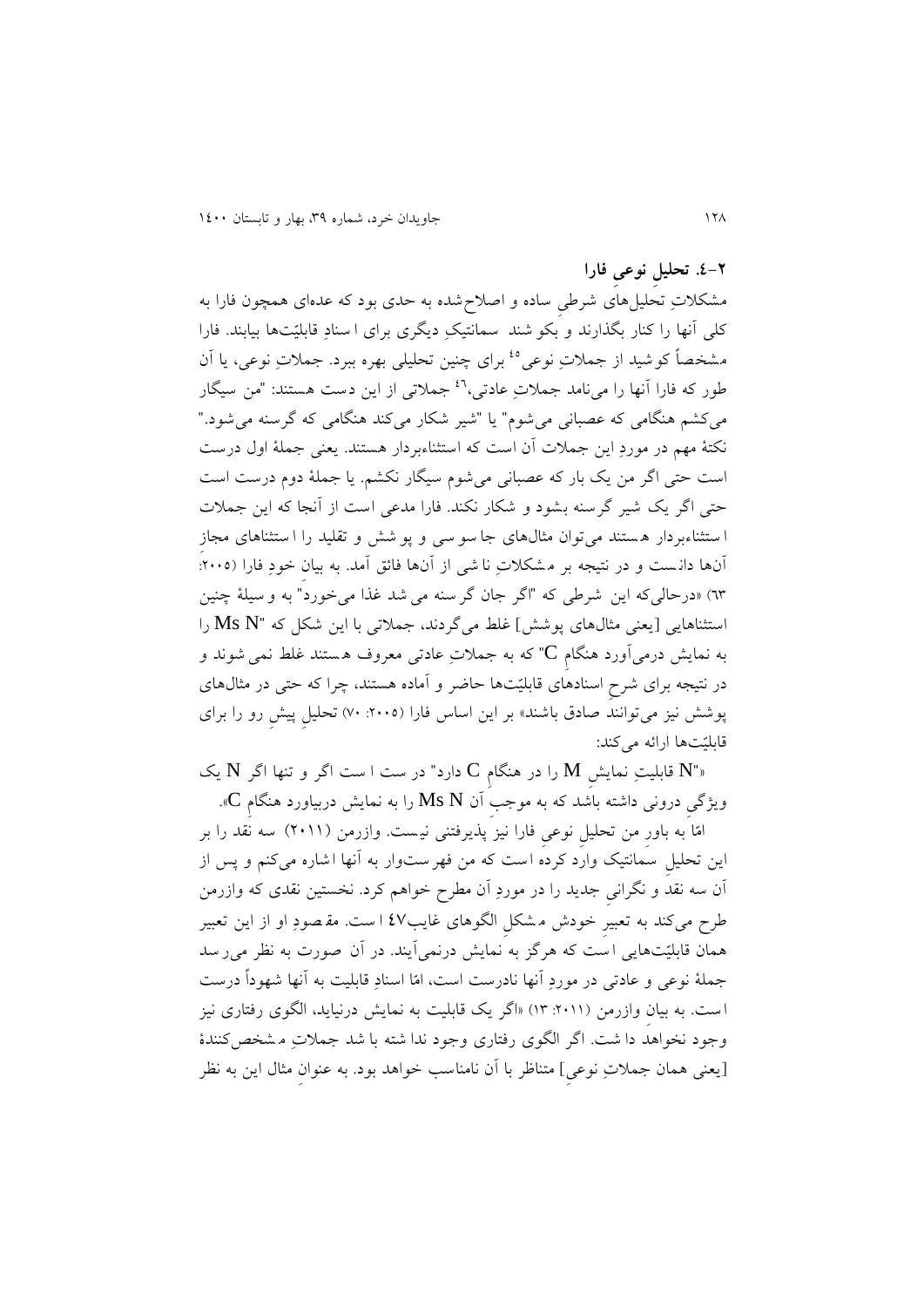### ۲-٤. تحلیل نوعی فارا

مشکلاتِ تحلیل‌های شرطیِ ساده و اصلاح‌شده به حدی بود که عده‌ای همچون فارا به کلی آنها را کنار بگذارند و بکوشند سمانتیکِ دیگری برای اسنادِ قابلیّت‌ها بیابند. فارا مشخصاً کوشید از جملاتِ نوعی[٤٥] برای چنین تحلیلی بهره ببرد. جملاتِ نوعی، یا آن طور که فارا آنها را می‌نامد جملاتِ عادتی،[٤٦] جملاتی از این دست هستند: "من سیگار می‌کشم هنگامی که عصبانی می‌شوم" یا "شیر شکار می‌کند هنگامی که گرسنه می‌شود." نکتهٔ مهم در موردِ این جملات آن است که استثناءبردار هستند. یعنی جملهٔ اول درست است حتی اگر من یک بار که عصبانی می‌شوم سیگار نکشم. یا جملهٔ دوم درست است حتی اگر یک شیر گرسنه بشود و شکار نکند. فارا مدعی است از آنجا که این جملات استثناءبردار هستند می‌توان مثال‌های جاسوسی و پوشش و تقلید را استثناهای مجاز آن‌ها دانست و در نتیجه بر مشکلاتِ ناشی از آن‌ها فائق آمد. به بیانِ خودِ فارا (۲۰۰۵: ٦۳) «درحالی‌که این شرطی که "اگر جان گرسنه می شد غذا می‌خورد" به وسیلهٔ چنین استثناهایی [یعنی مثال‌های پوشش] غلط می‌گردند، جملاتی با این شکل که "Ms N" را به نمایش درمی‌آورد هنگامِ C" که به جملاتِ عادتی معروف هستند غلط نمی شوند و در نتیجه برای شرحِ اسنادهای قابلیّت‌ها حاضر و آماده هستند، چرا که حتی در مثال‌های پوشش نیز می‌توانند صادق باشند» بر این اساس فارا (۲۰۰۵: ۷۰) تحلیلِ پیشِ رو را برای قابلیّت‌ها ارائه می‌کند:

«"N قابلیتِ نمایشِ M را در هنگامِ C دارد" درست است اگر و تنها اگر N یک ویژگیِ درونی داشته باشد که به موجبِ آن Ms N را به نمایش دربیاورد هنگامِ C».

امّا به باورِ من تحلیلِ نوعیِ فارا نیز پذیرفتنی نیست. وازرمن (۲۰۱۱) سه نقد را بر این تحلیلِ سمانتیک وارد کرده است که من فهرست‌وار به آنها اشاره می‌کنم و پس از آن سه نقد و نگرانیِ جدید را در موردِ آن مطرح خواهم کرد. نخستین نقدی که وازرمن طرح می‌کند به تعبیرِ خودش مشکلِ الگوهای غایب[٤۷] است. مقصودِ او از این تعبیر همان قابلیّت‌هایی است که هرگز به نمایش درنمی‌آیند. در آن صورت به نظر می‌رسد جملهٔ نوعی و عادتی در موردِ آنها نادرست است، امّا اسنادِ قابلیت به آنها شهوداً درست است. به بیانِ وازرمن (۲۰۱۱: ۱۳) «اگر یک قابلیت به نمایش درنیاید، الگوی رفتاری نیز وجود نخواهد داشت. اگر الگوی رفتاری وجود نداشته باشد جملاتِ مشخص‌کنندهٔ [یعنی همان جملاتِ نوعی] متناظر با آن نامناسب خواهد بود. به عنوانِ مثال این به نظر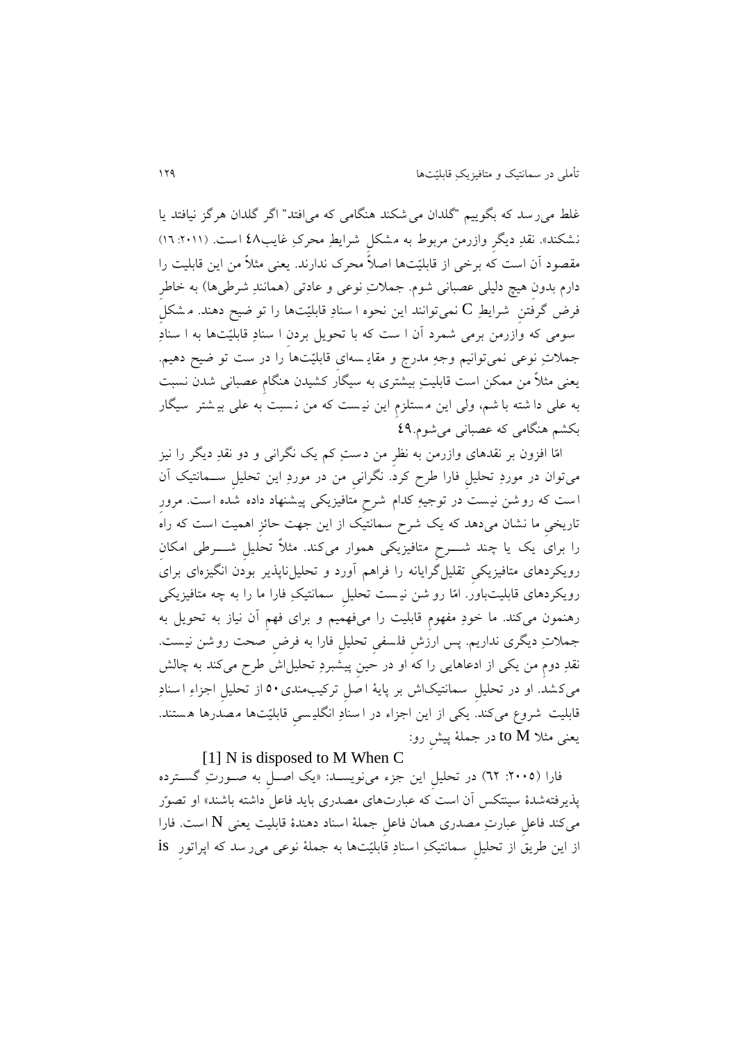غلط می‌رسد که بگوییم "گلدان می‌شکند هنگامی که می‌افتد" اگر گلدان هرگز نیافتد یا نشکند». نقدِ دیگرِ وازرمن مربوط به مشکلِ شرایطِ محرکِ غایب۴۸ است. (۲۰۱۱: ۱۶) مقصود آن است که برخی از قابلیّت‌ها اصلاً محرک ندارند. یعنی مثلاً من این قابلیت را دارم بدون هیچ دلیلی عصبانی شوم. جملاتِ نوعی و عادتی (همانندِ شرطی‌ها) به خاطرِ فرض گرفتنِ شرایطِ C نمی‌توانند این نحوه اسنادِ قابلیّت‌ها را توضیح دهند. مشکلِ سومی که وازرمن برمی شمرد آن است که با تحویل بردنِ اسنادِ قابلیّت‌ها به اسنادِ جملاتِ نوعی نمی‌توانیم وجهِ مدرج و مقایسه‌ای قابلیّت‌ها را درست توضیح دهیم. یعنی مثلاً من ممکن است قابلیتِ بیشتری به سیگار کشیدن هنگامِ عصبانی شدن نسبت به علی داشته باشم، ولی این مستلزمِ این نیست که من نسبت به علی بیشتر سیگار بکشم هنگامی که عصبانی می‌شوم.۴۹

امّا افزون بر نقدهای وازرمن به نظرِ من دستِ کم یک نگرانی و دو نقدِ دیگر را نیز می‌توان در موردِ تحلیلِ فارا طرح کرد. نگرانیِ من در موردِ این تحلیلِ سمانتیک آن است که روشن نیست در توجیهِ کدام شرحِ متافیزیکی پیشنهاد داده شده است. مرورِ تاریخی ما نشان می‌دهد که یک شرحِ سمانتیک از این جهت حائزِ اهمیت است که راه را برای یک یا چند شرحِ متافیزیکی هموار می‌کند. مثلاً تحلیلِ شرطی امکانِ رویکردهای متافیزیکیِ تقلیل‌گرایانه را فراهم آورد و تحلیل‌ناپذیر بودن انگیزه‌ای برایِ رویکردهای قابلیت‌باور. امّا روشن نیست تحلیلِ سمانتیکِ فارا ما را به چه متافیزیکی رهنمون می‌کند. ما خودِ مفهومِ قابلیت را می‌فهمیم و برای فهمِ آن نیاز به تحویل به جملاتِ دیگری نداریم. پس ارزشِ فلسفیِ تحلیلِ فارا به فرضِ صحت روشن نیست. نقدِ دومِ من یکی از ادعاهایی را که او در حینِ پیشبردِ تحلیل‌اش طرح می‌کند به چالش می‌کشد. او در تحلیلِ سمانتیک‌اش بر پایهٔ اصلِ ترکیب‌مندی۵۰ از تحلیلِ اجزاءِ اسنادِ قابلیت شروع می‌کند. یکی از این اجزاء در اسنادِ انگلیسیِ قابلیّت‌ها مصدرها هستند. یعنی مثلا to M در جملهٔ پیشِ رو:

[1] N is disposed to M When C

فارا (۲۰۰۵: ۶۲) در تحلیلِ این جزء می‌نویسد: «یک اصلِ به صورتِ گسترده پذیرفته‌شدهٔ سینتکس آن است که عبارت‌های مصدری باید فاعل داشته باشند» او تصوّر می‌کند فاعلِ عبارتِ مصدری همان فاعلِ جملهٔ اسناد دهندهٔ قابلیت یعنی N است. فارا از این طریق از تحلیلِ سمانتیکِ اسنادِ قابلیّت‌ها به جملهٔ نوعی می‌رسد که اپراتورِ is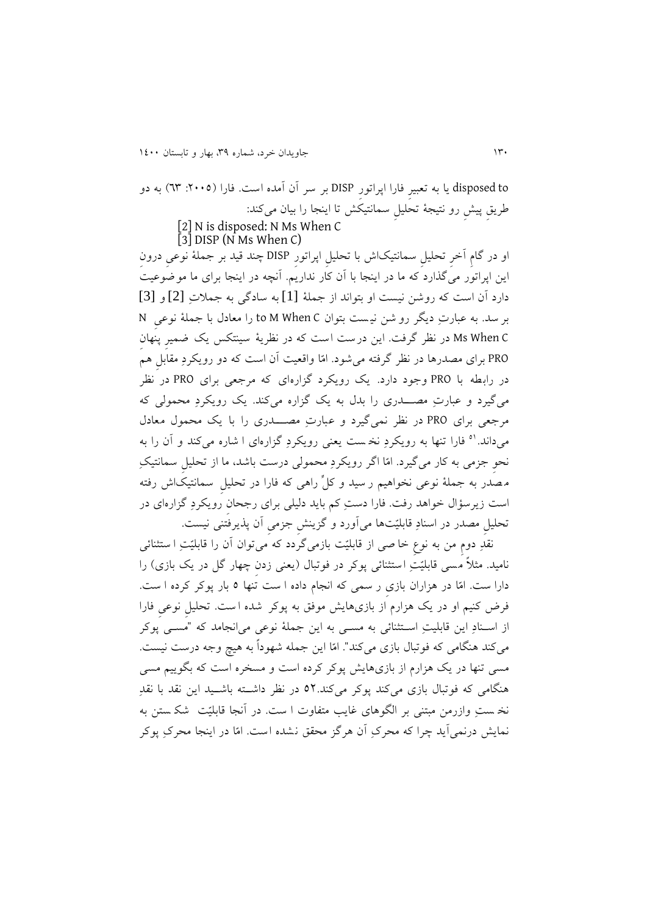disposed to یا به تعبیرِ فارا اپراتورِ DISP بر سر آن آمده است. فارا (۲۰۰۵: ٦٣) به دو طریقِ پیشِ رو نتیجهٔ تحلیلِ سمانتیکش تا اینجا را بیان می‌کند:

[2] N is disposed: N Ms When C

[3] DISP (N Ms When C)

او در گامِ آخرِ تحلیلِ سمانتیک‌اش با تحلیلِ اپراتورِ DISP چند قید بر جملهٔ نوعیِ درونِ این اپراتور می‌گذارد که ما در اینجا با آن کار نداریم. آنچه در اینجا برای ما موضوعیت دارد آن است که روشن نیست او بتواند از جملهٔ [1] به سادگی به جملاتِ [2] و [3] برسد. به عبارتِ دیگر روشن نیست بتوان to M When C را معادل با جملهٔ نوعیِ N Ms When C در نظر گرفت. این درست است که در نظریهٔ سینتکس یک ضمیرِ پنهانِ PRO برای مصدرها در نظر گرفته می‌شود. امّا واقعیت آن است که دو رویکردِ مقابلِ هم در رابطه با PRO وجود دارد. یک رویکرد گزاره‌ای که مرجعی برای PRO در نظر می‌گیرد و عبارتِ مصـــدری را بدل به یک گزاره می‌کند. یک رویکردِ محمولی که مرجعی برای PRO در نظر نمی‌گیرد و عبارتِ مصـــدری را با یک محمول معادل می‌داند.[51] فارا تنها به رویکردِ نخست یعنی رویکردِ گزاره‌ای اشاره می‌کند و آن را به نحوِ جزمی به کار می‌گیرد. امّا اگر رویکردِ محمولی درست باشد، ما از تحلیلِ سمانتیکِ مصدر به جملهٔ نوعی نخواهیم رسید و کلِّ راهی که فارا در تحلیلِ سمانتیک‌اش رفته است زیرسؤال خواهد رفت. فارا دستِ‌کم باید دلیلی برای رجحانِ رویکردِ گزاره‌ای در تحلیلِ مصدر در اسنادِ قابلیّت‌ها می‌آورد و گزینشِ جزمیِ آن پذیرفتنی نیست.

نقدِ دومِ من به نوعِ خاصی از قابلیّت بازمی‌گردد که می‌توان آن را قابلیّتِ استثنائی نامید. مثلاً مسی قابلیّتِ استثنائی پوکر در فوتبال (یعنی زدنِ چهار گل در یک بازی) را داراست. امّا در هزاران بازیِ رسمی که انجام داده است تنها ۵ بار پوکر کرده است. فرض کنیم او در یک هزارم از بازی‌هایش موفق به پوکر شده است. تحلیلِ نوعیِ فارا از اسـنادِ این قابلیتِ اسـتثنائی به مسـی به این جملهٔ نوعی می‌انجامد که "مسـی پوکر می‌کند هنگامی که فوتبال بازی می‌کند". امّا این جمله شهوداً به هیچ وجه درست نیست. مسی تنها در یک هزارم از بازی‌هایش پوکر کرده است و مسخره است که بگوییم مسی هنگامی که فوتبال بازی می‌کند پوکر می‌کند.۵۲ در نظر داشـته باشـید این نقد با نقدِ نخستِ وازرمن مبتنی بر الگوهای غایب متفاوت است. در آنجا قابلیّت شکستن به نمایش درنمی‌آید چرا که محرکِ آن هرگز محقق نشده است. امّا در اینجا محرکِ پوکر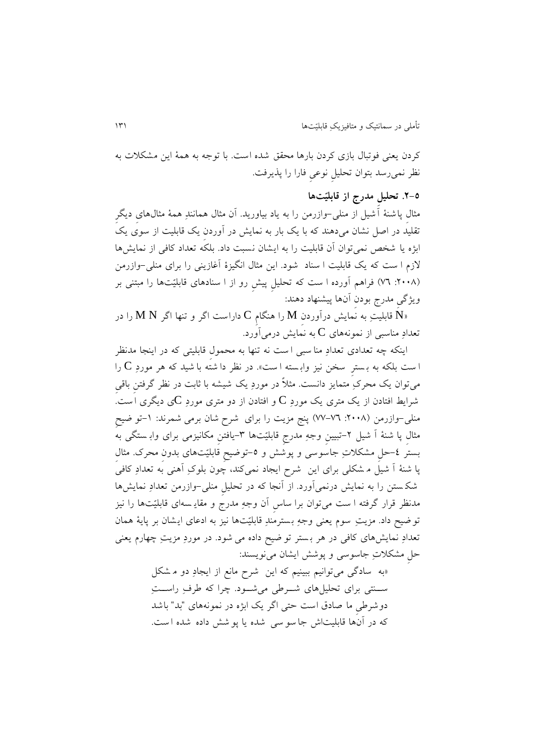کردن یعنی فوتبال بازی کردن بارها محقق شده است. با توجه به همهٔ این مشکلات به نظر نمی‌رسد بتوان تحلیلِ نوعیِ فارا را پذیرفت.

### ۵-۲. تحلیل مدرج از قابلیّت‌ها

مثال پاشنهٔ آشیل از منلی-وازرمن را به یاد بیاورید. آن مثال همانندِ همهٔ مثال‌های دیگرِ تقلید در اصل نشان می‌دهند که با یک بار به نمایش در آوردن یک قابلیت از سوی یک ابژه یا شخص نمی‌توان آن قابلیت را به ایشان نسبت داد. بلکه تعداد کافی از نمایش‌ها لازم است که یک قابلیت اسناد شود. این مثال انگیزهٔ آغازینی را برای منلی-وازرمن (۲۰۰۸: ۷۶) فراهم آورده است که تحلیلِ پیش رو از اسنادهای قابلیّت‌ها را مبتنی بر ویژگیِ مدرج بودنِ آن‌ها پیشنهاد دهند:

«N قابلیتِ به نمایش درآوردنِ M را هنگامِ C داراست اگر و تنها اگر M N را در تعدادِ مناسبی از نمونه‌های C به نمایش درمی‌آورد.

اینکه چه تعدادی تعدادِ مناسبی است نه تنها به محمولِ قابلیتی که در اینجا مدنظر است بلکه به بسترِ سخن نیز وابسته است». در نظر داشته باشید که هر موردِ C را می‌توان یک محرکِ متمایز دانست. مثلاً در موردِ یک شیشه با ثابت در نظر گرفتنِ باقیِ شرایط افتادن از یک متری یک موردِ C و افتادن از دو متری موردِ Cی دیگری است. منلی-وازرمن (۲۰۰۸: ۷۶-۷۷) پنج مزیت را برای شرح شان برمی شمرند: ۱-توضیحِ مثالِ پاشنهٔ آشیل ۲-تبیینِ وجهِ مدرجِ قابلیّت‌ها ۳-یافتنِ مکانیزمی برای وابستگی به بستر ٤-حلِ مشکلاتِ جاسوسی و پوشش و ٥-توضیحِ قابلیّت‌های بدونِ محرک. مثالِ پاشنهٔ آشیل مشکلی برای این شرح ایجاد نمی‌کند، چون بلوکِ آهنی به تعدادِ کافیِ شکستن را به نمایش درنمی‌آورد. از آنجا که در تحلیلِ منلی-وازرمن تعدادِ نمایش‌ها مدنظر قرار گرفته است می‌توان براساسِ آن وجهِ مدرج و مقایسه‌ای قابلیّت‌ها را نیز توضیح داد. مزیتِ سوم یعنی وجهِ بسترمندِ قابلیّت‌ها نیز به ادعای ایشان بر پایهٔ همان تعدادِ نمایش‌های کافی در هر بستر توضیح داده می‌شود. در موردِ مزیتِ چهارم یعنی حلِ مشکلاتِ جاسوسی و پوشش ایشان می‌نویسند:

> «به سادگی می‌توانیم ببینیم که این شرح مانع از ایجادِ دو مشکلِ سنتی برای تحلیل‌های شرطی می‌شود. چرا که طرفِ راستِ دوشرطیِ ما صادق است حتی اگر یک ابژه در نمونه‌های "بد" باشد که در آن‌ها قابلیتاش جاسوسی شده یا پوشش داده شده است.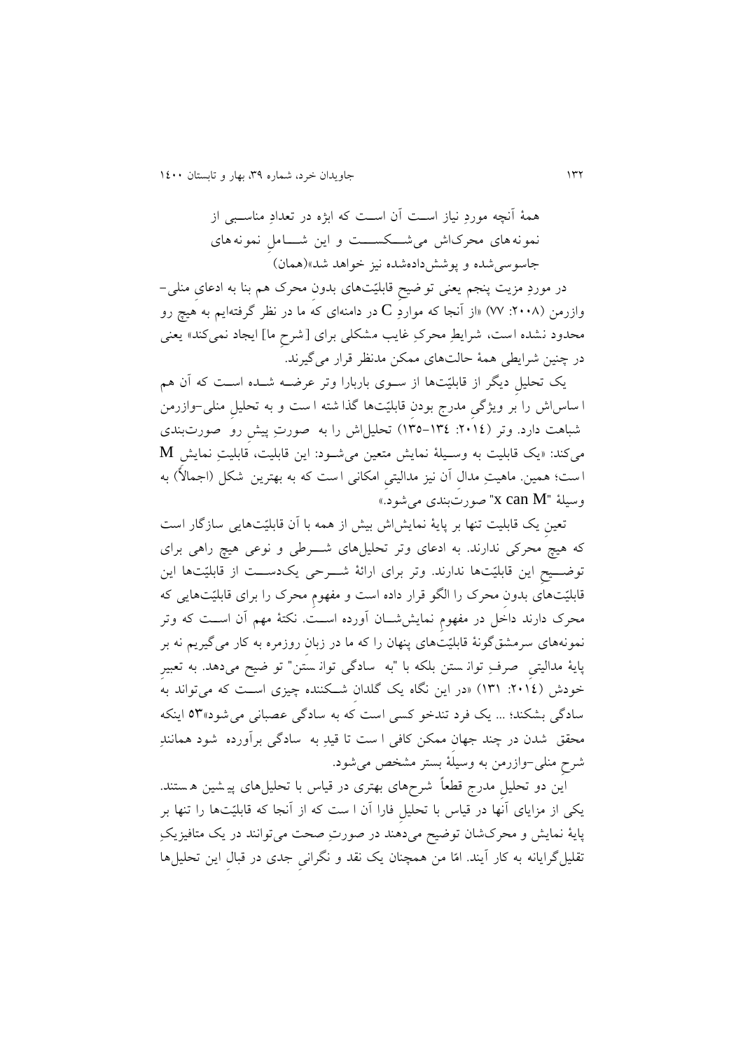> همۀ آنچه موردِ نیاز اســت آن اســت که ابژه در تعدادِ مناســبی از نمونه‌های محرک‌اش می‌شــکســت و این شــاملِ نمونه‌های جاسوسی‌شده و پوشش‌داده‌شده نیز خواهد شد»(همان)

در موردِ مزیت پنجم یعنی توضیحِ قابلیّت‌های بدونِ محرک هم بنا به ادعای منلی–وازرمن (۲۰۰۸: ۷۷) «از آنجا که مواردِ C در دامنه‌ای که ما در نظر گرفته‌ایم به هیچ رو محدود نشده است، شرایطِ محرکِ غایب مشکلی برای [شرحِ ما] ایجاد نمی‌کند» یعنی در چنین شرایطی همۀ حالت‌های ممکن مدنظر قرار می‌گیرند.

یک تحلیلِ دیگر از قابلیّت‌ها از ســوی باربارا وتر عرضــه شــده اســت که آن هم اساس‌اش را بر ویژگیِ مدرج بودنِ قابلیّت‌ها گذاشته است و به تحلیلِ منلی–وازرمن شباهت دارد. وتر (۲۰۱٤: ۱۳٤–۱۳۵) تحلیل‌اش را به صورتِ پیش رو صورت‌بندی می‌کند: «یک قابلیت به وسـیلۀ نمایش متعین می‌شـود: این قابلیت، قابلیتِ نمایشِ M است؛ همین. ماهیتِ مدال آن نیز مدالیتیِ امکانی است که به بهترین شکل (اجمالاً) به وسیلۀ "x can M" صورت‌بندی می‌شود.»

تعینِ یک قابلیت تنها بر پایۀ نمایش‌اش بیش از همه با آن قابلیّت‌هایی سازگار است که هیچ محرکی ندارند. به ادعای وتر تحلیل‌های شــرطی و نوعی هیچ راهی برای توضــیحِ این قابلیّت‌ها ندارند. وتر برای ارائۀ شــرحی یکدســت از قابلیّت‌ها این قابلیّت‌های بدونِ محرک را الگو قرار داده است و مفهومِ محرک را برای قابلیّت‌هایی که محرک دارند داخلِ در مفهومِ نمایش‌شــان آورده اســت. نکتۀ مهم آن اســت که وتر نمونه‌های سرمشق‌گونۀ قابلیّت‌های پنهان را که ما در زبانِ روزمره به کار می‌گیریم نه بر پایۀ مدالیتیِ صرفِ توانستن بلکه با "به سادگی توانستن" توضیح می‌دهد. به تعبیرِ خودش (۲۰۱٤: ۱۳۱) «در این نگاه یک گلدانِ شــکننده چیزی اســت که می‌تواند به سادگی بشکند؛ ... یک فرد تندخو کسی است که به سادگی عصبانی می‌شود»۵۳ اینکه محقق شدن در چند جهانِ ممکن کافی است تا قیدِ به سادگی برآورده شود همانندِ شرحِ منلی–وازرمن به وسیلۀ بستر مشخص می‌شود.

این دو تحلیلِ مدرج قطعاً شرح‌های بهتری در قیاس با تحلیل‌های پیشین هستند. یکی از مزایای آنها در قیاس با تحلیلِ فارا آن است که از آنجا که قابلیّت‌ها را تنها بر پایۀ نمایش و محرک‌شان توضیح می‌دهند در صورتِ صحت می‌توانند در یک متافیزیکِ تقلیل‌گرایانه به کار آیند. امّا من همچنان یک نقد و نگرانیِ جدی در قبالِ این تحلیل‌ها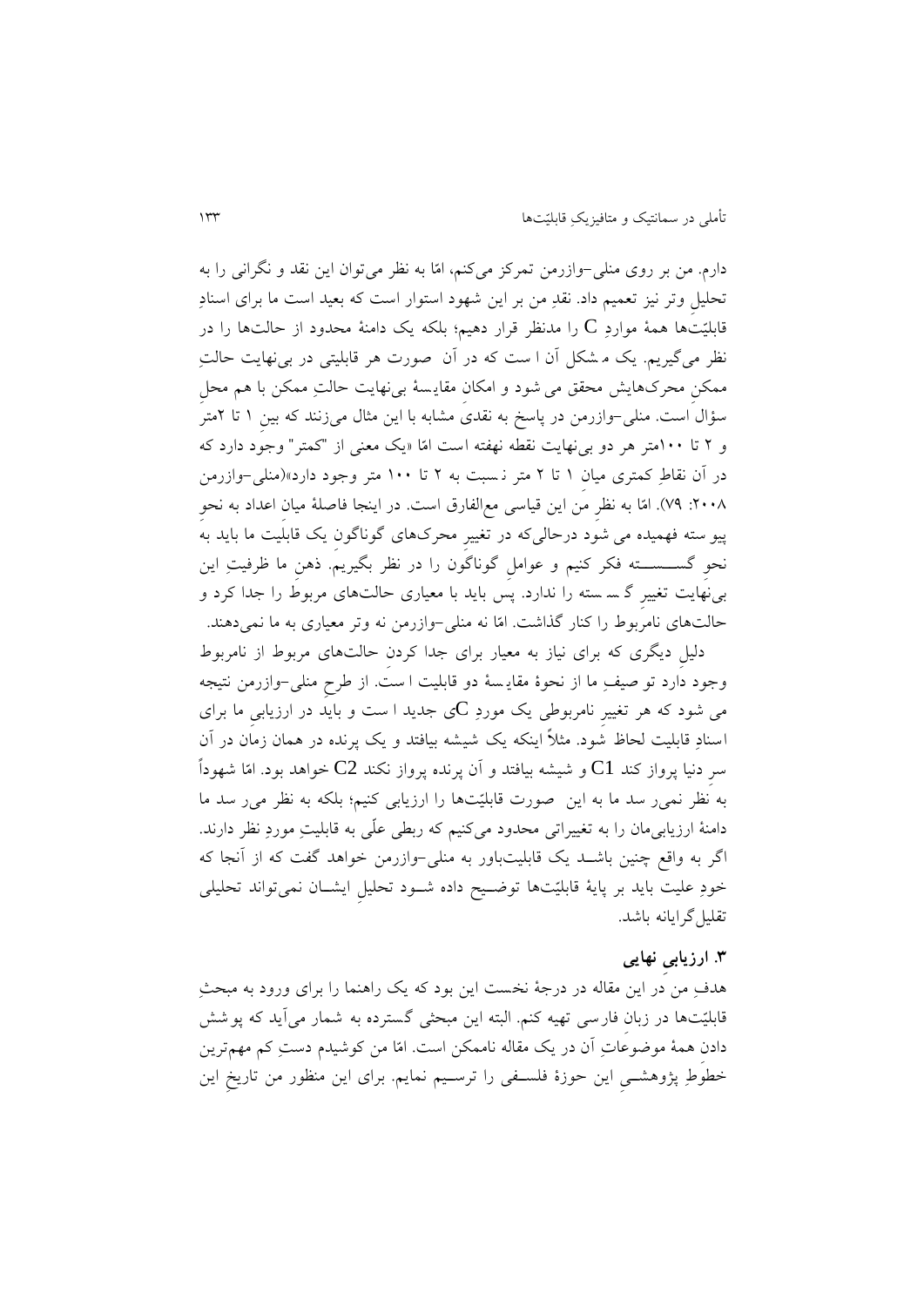دارم. من بر روی منلی–وازرمن تمرکز می‌کنم، امّا به نظر می‌توان این نقد و نگرانی را به تحلیلِ وتر نیز تعمیم داد. نقدِ من بر این شهود استوار است که بعید است ما برای اسنادِ قابلیّت‌ها همهٔ مواردِ $C$ را مدنظر قرار دهیم؛ بلکه یک دامنهٔ محدود از حالت‌ها را در نظر می‌گیریم. یک مشکل آن است که در آن صورت هر قابلیتی در بی‌نهایت حالتِ ممکنِ محرک‌هایش محقق می‌شود و امکانِ مقایسهٔ بی‌نهایت حالتِ ممکن با هم محلِ سؤال است. منلی–وازرمن در پاسخ به نقدی مشابه با این مثال می‌زنند که بینِ ۱ تا ۲متر و ۲ تا ۱۰۰متر هر دو بی‌نهایت نقطه نهفته است امّا «یک معنی از "کمتر" وجود دارد که در آن نقاطِ کمتری میانِ ۱ تا ۲ متر نسبت به ۲ تا ۱۰۰ متر وجود دارد»(منلی–وازرمن ۲۰۰۸: ۷۹). امّا به نظرِ من این قیاسی مع‌الفارق است. در اینجا فاصلهٔ میانِ اعداد به نحوِ پیوسته فهمیده می‌شود درحالی‌که در تغییرِ محرک‌های گوناگونِ یک قابلیت ما باید به نحوِ گسسته فکر کنیم و عواملِ گوناگون را در نظر بگیریم. ذهنِ ما ظرفیتِ این بی‌نهایت تغییرِ گسسته را ندارد. پس باید با معیاری حالت‌های مربوط را جدا کرد و حالت‌های نامربوط را کنار گذاشت. امّا نه منلی–وازرمن نه وتر معیاری به ما نمی‌دهند.

دلیلِ دیگری که برای نیاز به معیار برای جدا کردنِ حالت‌های مربوط از نامربوط وجود دارد توصیفِ ما از نحوهٔ مقایسهٔ دو قابلیت است. از طرحِ منلی–وازرمن نتیجه می‌شود که هر تغییرِ نامربوطی یک موردِ $C$ی جدید است و باید در ارزیابیِ ما برای اسنادِ قابلیت لحاظ شود. مثلاً اینکه یک شیشه بیافتد و یک پرنده در همان زمان در آن سرِ دنیا پرواز کند $C1$ و شیشه بیافتد و آن پرنده پرواز نکند $C2$ خواهد بود. امّا شهوداً به نظر نمی‌رسد ما به این صورت قابلیّت‌ها را ارزیابی کنیم؛ بلکه به نظر می‌رسد ما دامنهٔ ارزیابی‌مان را به تغییراتی محدود می‌کنیم که ربطی علّی به قابلیتِ موردِ نظر دارند. اگر به واقع چنین باشد یک قابلیت‌باور به منلی–وازرمن خواهد گفت که از آنجا که خودِ علیت باید بر پایهٔ قابلیّت‌ها توضیح داده شود تحلیلِ ایشان نمی‌تواند تحلیلی تقلیل‌گرایانه باشد.

### ۳. ارزیابی نهایی

هدفِ من در این مقاله در درجهٔ نخست این بود که یک راهنما را برای ورود به مبحثِ قابلیّت‌ها در زبانِ فارسی تهیه کنم. البته این مبحثی گسترده به شمار می‌آید که پوشش دادنِ همهٔ موضوعاتِ آن در یک مقاله ناممکن است. امّا من کوشیدم دستِ کم مهم‌ترین خطوطِ پژوهشیِ این حوزهٔ فلسفی را ترسیم نمایم. برای این منظور من تاریخِ این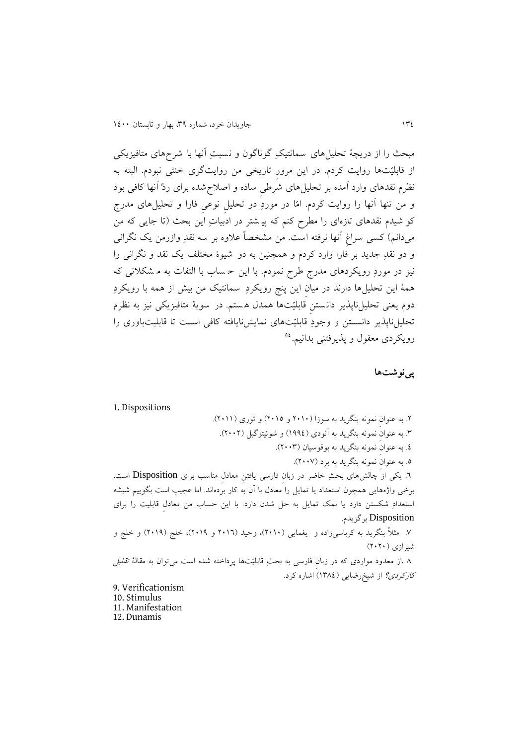مبحث را از دریچهٔ تحلیل‌های سمانتیکِ گوناگون و نسبتِ آنها با شرح‌های متافیزیکی از قابلیّت‌ها روایت کردم. در این مرورِ تاریخی من روایت‌گری خنثی نبودم. البته به نظرم نقدهای وارد آمده بر تحلیل‌های شرطیِ ساده و اصلاح‌شده برای ردِّ آنها کافی بود و من تنها آنها را روایت کردم. امّا در موردِ دو تحلیلِ نوعیِ فارا و تحلیل‌های مدرج کوشیدم نقدهای تازه‌ای را مطرح کنم که پیشتر در ادبیاتِ این بحث (تا جایی که من می‌دانم) کسی سراغِ آنها نرفته است. من مشخصاً علاوه بر سه نقدِ وازرمن یک نگرانی و دو نقدِ جدید بر فارا وارد کردم و همچنین به دو شیوهٔ مختلف یک نقد و نگرانی را نیز در موردِ رویکردهای مدرج طرح نمودم. با این حساب با التفات به مشکلاتی که همهٔ این تحلیل‌ها دارند در میانِ این پنج رویکردِ سمانتیک من بیش از همه با رویکردِ دوم یعنی تحلیل‌ناپذیر دانستنِ قابلیّت‌ها همدل هستم. در سویهٔ متافیزیکی نیز به نظرم تحلیل‌ناپذیر دانستن و وجودِ قابلیّت‌های نمایش‌نایافته کافی است تا قابلیت‌باوری را رویکردی معقول و پذیرفتنی بدانیم.[54]

## پی‌نوشت‌ها

1. Dispositions

۲. به عنوانِ نمونه بنگرید به سوزا (۲۰۱۰ و ۲۰۱۵) و توری (۲۰۱۱).

۳. به عنوانِ نمونه بنگرید به آئودی (۱۹۹٤) و شوئیتزگبل (۲۰۰۲).

٤. به عنوانِ نمونه بنگرید به بوقوسیان (۲۰۰۳).

٥. به عنوانِ نمونه بنگرید به برد (۲۰۰۷).

٦. یکی از چالش‌های بحثِ حاضر در زبانِ فارسی یافتنِ معادل مناسب برای Disposition است. برخی واژه‌هایی همچون استعداد یا تمایل را معادل با آن به کار برده‌اند. اما عجیب است بگوییم شیشه استعدادِ شکستن دارد یا نمک تمایل به حل شدن دارد. با این حساب من معادلِ قابلیت را برای Disposition برگزیدم.

۷. مثلاً بنگرید به کرباسی‌زاده و یغمایی (۲۰۱۰)، وحید (۲۰۱٦ و ۲۰۱۹)، خلج (۲۰۱۹) و خلج و شیرازی (۲۰۲۰)

۸. از معدود مواردی که در زبانِ فارسی به بحثِ قابلیّت‌ها پرداخته شده است می‌توان به مقالهٔ *تقلیل کارکردی؟* از شیخ‌رضایی (۱۳۸٤) اشاره کرد.

9. Verificationism
10. Stimulus
11. Manifestation
12. Dunamis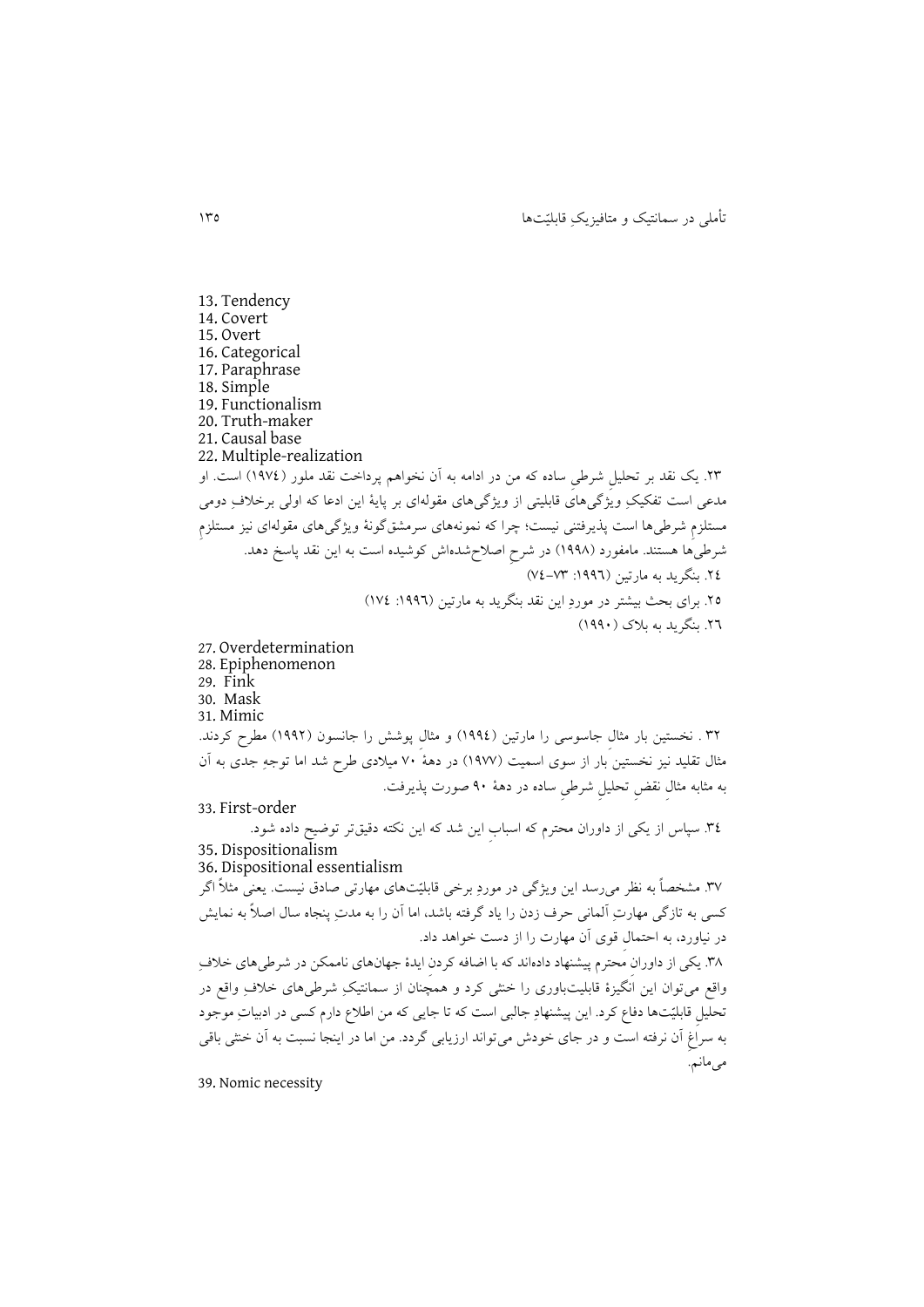13. Tendency
14. Covert
15. Overt
16. Categorical
17. Paraphrase
18. Simple
19. Functionalism
20. Truth-maker
21. Causal base
22. Multiple-realization

۲۳. یک نقد بر تحلیلِ شرطیِ ساده که من در ادامه به آن نخواهم پرداخت نقد ملور (۱۹۷٤) است. او مدعی است تفکیکِ ویژگی‌های قابلیتی از ویژگی‌های مقوله‌ای بر پایهٔ این ادعا که اولی برخلافِ دومی مستلزمِ شرطی‌ها است پذیرفتنی نیست؛ چرا که نمونه‌های سرمشق‌گونهٔ ویژگی‌های مقوله‌ای نیز مستلزمِ شرطی‌ها هستند. مامفورد (۱۹۹۸) در شرحِ اصلاح‌شده‌اش کوشیده است به این نقد پاسخ دهد.

۲٤. بنگرید به مارتین (۱۹۹٦: ۷۳-۷٤)

۲۵. برای بحث بیشتر در موردِ این نقد بنگرید به مارتین (۱۹۹٦: ۱۷٤)

۲٦. بنگرید به بلاک (۱۹۹۰)

27. Overdetermination
28. Epiphenomenon
29. Fink
30. Mask
31. Mimic

۳۲ . نخستین بار مثالِ جاسوسی را مارتین (۱۹۹٤) و مثالِ پوشش را جانسون (۱۹۹۲) مطرح کردند. مثال تقلید نیز نخستین بار از سوی اسمیت (۱۹۷۷) در دههٔ ۷۰ میلادی طرح شد اما توجهِ جدی به آن به مثابه مثالِ نقضِ تحلیلِ شرطیِ ساده در دههٔ ۹۰ صورت پذیرفت.

33. First-order

۳٤. سپاس از یکی از داوران محترم که اسبابِ این شد که این نکته دقیق‌تر توضیح داده شود.

35. Dispositionalism
36. Dispositional essentialism

۳۷. مشخصاً به نظر می‌رسد این ویژگی در موردِ برخی قابلیّت‌های مهارتی صادق نیست. یعنی مثلاً اگر کسی به تازگی مهارتِ آلمانی حرف زدن را یاد گرفته باشد، اما آن را به مدتِ پنجاه سال اصلاً به نمایش در نیاورد، به احتمالِ قوی آن مهارت را از دست خواهد داد.

۳۸. یکی از داورانِ محترم پیشنهاد داده‌اند که با اضافه کردنِ ایدهٔ جهان‌های ناممکن در شرطی‌های خلافِ واقع می‌توان این انگیزهٔ قابلیت‌باوری را خنثی کرد و همچنان از سمانتیکِ شرطی‌های خلافِ واقع در تحلیلِ قابلیّت‌ها دفاع کرد. این پیشنهادِ جالبی است که تا جایی که من اطلاع دارم کسی در ادبیاتِ موجود به سراغِ آن نرفته است و در جای خودش می‌تواند ارزیابی گردد. من اما در اینجا نسبت به آن خنثی باقی می‌مانم.

39. Nomic necessity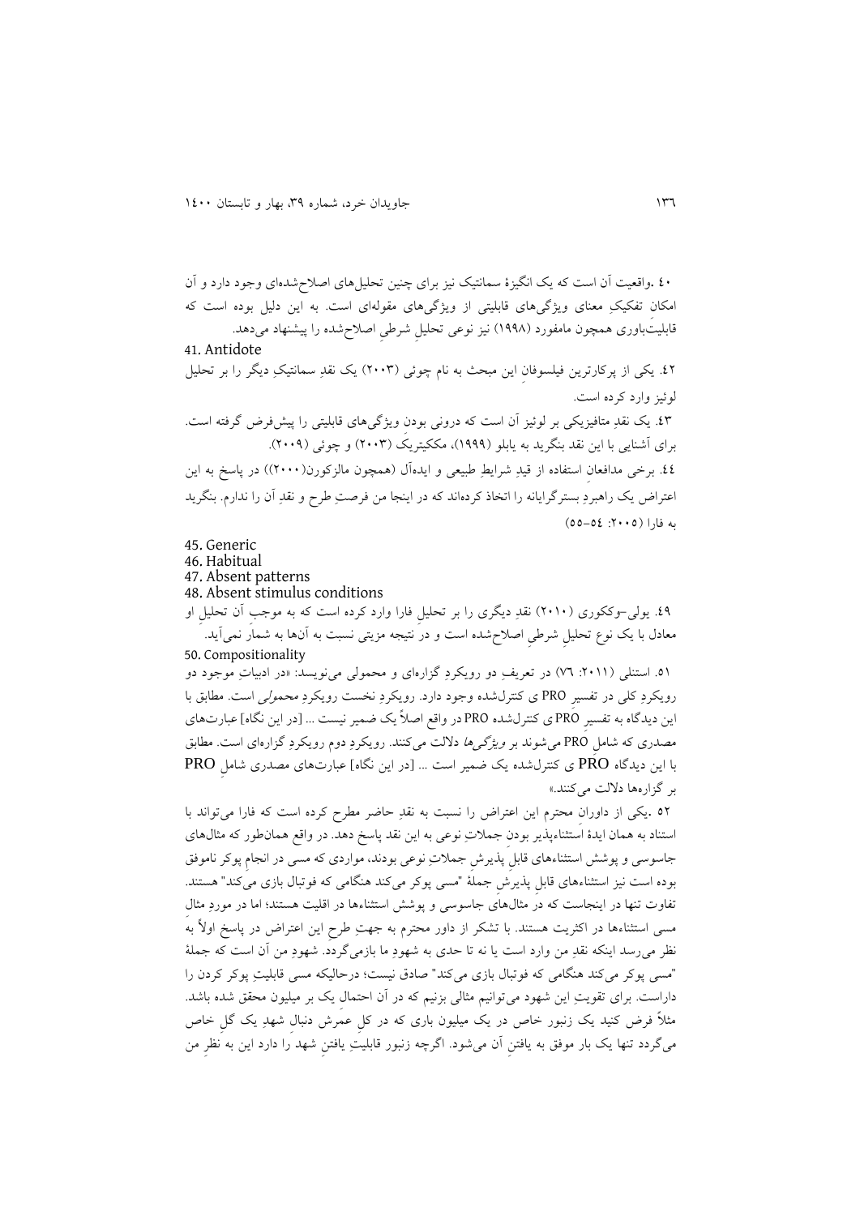۴۰ .واقعیت آن است که یک انگیزهٔ سمانتیک نیز برای چنین تحلیل‌های اصلاح‌شده‌ای وجود دارد و آن امکانِ تفکیکِ معنای ویژگی‌های قابلیتی از ویژگی‌های مقوله‌ای است. به این دلیل بوده است که قابلیت‌باوری همچون مامفورد (۱۹۹۸) نیز نوعی تحلیلِ شرطیِ اصلاح‌شده را پیشنهاد می‌دهد.

41. Antidote

۴۲. یکی از پرکارترین فیلسوفانِ این مبحث به نام چوئی (۲۰۰۳) یک نقدِ سمانتیکِ دیگر را بر تحلیل لوئیز وارد کرده است.

۴۳. یک نقدِ متافیزیکی بر لوئیز آن است که درونی بودنِ ویژگی‌های قابلیتی را پیش‌فرض گرفته است. برای آشنایی با این نقد بنگرید به یابلو (۱۹۹۹)، مک‌کیتریک (۲۰۰۳) و چوئی (۲۰۰۹).

۴۴. برخی مدافعانِ استفاده از قیدِ شرایطِ طبیعی و ایده‌آل (همچون مالزکورن(۲۰۰۰)) در پاسخ به این اعتراض یک راهبردِ بسترگرایانه را اتخاذ کرده‌اند که در اینجا من فرصتِ طرح و نقدِ آن را ندارم. بنگرید به فارا (۲۰۰۵: ۵۴–۵۵)

45. Generic
46. Habitual
47. Absent patterns
48. Absent stimulus conditions

۴۹. یولی–وککوری (۲۰۱۰) نقدِ دیگری را بر تحلیل فارا وارد کرده است که به موجبِ آن تحلیلِ او معادل با یک نوعِ تحلیلِ شرطیِ اصلاح‌شده است و در نتیجه مزیتی نسبت به آن‌ها به شمار نمی‌آید.

50. Compositionality

۵۱. استنلی (۲۰۱۱: ۷۶) در تعریفِ دو رویکردِ گزاره‌ای و محمولی می‌نویسد: «در ادبیاتِ موجود دو رویکردِ کلی در تفسیرِ PRO ی کنترل‌شده وجود دارد. رویکردِ نخست رویکردِ *محمولی* است. مطابق با این دیدگاه به تفسیرِ PRO ی کنترل‌شده PRO در واقع اصلاً یک ضمیر نیست ... [در این نگاه] عبارت‌های مصدری که شاملِ PRO می‌شوند بر *ویژگی‌ها* دلالت می‌کنند. رویکردِ دوم رویکردِ گزاره‌ای است. مطابق با این دیدگاه PRO ی کنترل‌شده یک ضمیر است ... [در این نگاه] عبارت‌های مصدری شاملِ PRO بر گزاره‌ها دلالت می‌کنند.»

۵۲ .یکی از داورانِ محترم این اعتراض را نسبت به نقدِ حاضر مطرح کرده است که فارا می‌تواند با استناد به همان ایدهٔ استثناءپذیر بودنِ جملاتِ نوعی به این نقد پاسخ دهد. در واقع همان‌طور که مثال‌های جاسوسی و پوشش استثناءهای قابلِ پذیرشِ جملاتِ نوعی بودند، مواردی که مسی در انجامِ پوکر ناموفق بوده است نیز استثناءهای قابلِ پذیرشِ جملهٔ "مسی پوکر می‌کند هنگامی که فوتبال بازی می‌کند" هستند. تفاوت تنها در اینجاست که در مثال‌های جاسوسی و پوشش استثناءها در اقلیت هستند؛ اما در موردِ مثال مسی استثناءها در اکثریت هستند. با تشکر از داور محترم به جهتِ طرح این اعتراض در پاسخ اولاً به نظر می‌رسد اینکه نقدِ من وارد است یا نه تا حدی به شهودِ ما بازمی‌گردد. شهودِ من آن است که جملهٔ "مسی پوکر می‌کند هنگامی که فوتبال بازی می‌کند" صادق نیست؛ درحالیکه مسی قابلیتِ پوکر کردن را داراست. برای تقویتِ این شهود می‌توانیم مثالی بزنیم که در آن احتمالِ یک بر میلیون محقق شده باشد. مثلاً فرض کنید یک زنبور خاص در یک میلیون باری که در کلِ عمرش دنبالِ شهدِ یک گلِ خاص می‌گردد تنها یک بار موفق به یافتنِ آن می‌شود. اگرچه زنبور قابلیتِ یافتنِ شهد را دارد این به نظرِ من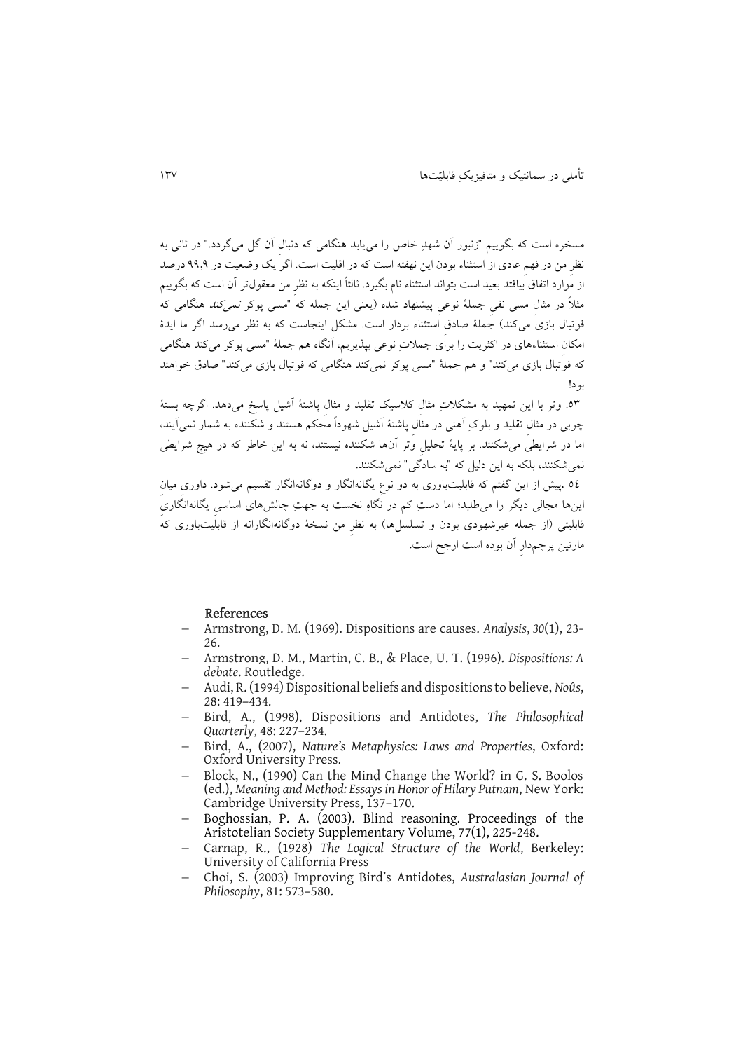مسخره است که بگوییم "زنبور آن شهدِ خاص را می‌یابد هنگامی که دنبالِ آن گل می‌گردد." در ثانی به نظرِ من در فهمِ عادی از استثناء بودن این نهفته است که در اقلیت است. اگر یک وضعیت در ۹۹٫۹ درصد از موارد اتفاق بیافتد بعید است بتواند استثناء نام بگیرد. ثالثاً اینکه به نظرِ من معقول‌تر آن است که بگوییم مثلاً در مثال مسی نفیِ جملهٔ نوعیِ پیشنهاد شده (یعنی این جمله که "مسی پوکر *نمی‌کند* هنگامی که فوتبال بازی می‌کند) جملهٔ صادقِ استثناء بردار است. مشکل اینجاست که به نظر می‌رسد اگر ما ایدهٔ امکانِ استثناءهای در اکثریت را برای جملاتِ نوعی بپذیریم، آنگاه هم جملهٔ "مسی پوکر می‌کند هنگامی که فوتبال بازی می‌کند" و هم جملهٔ "مسی پوکر نمی‌کند هنگامی که فوتبال بازی می‌کند" صادق خواهند بود!

۵۳. وتر با این تمهید به مشکلاتِ مثالِ کلاسیک تقلید و مثالِ پاشنهٔ آشیل پاسخ می‌دهد. اگرچه بستهٔ چوبی در مثالِ تقلید و بلوکِ آهنی در مثالِ پاشنهٔ آشیل شهوداً محکم هستند و شکننده به شمار نمی‌آیند، اما در شرایطی می‌شکنند. بر پایهٔ تحلیلِ وتر آن‌ها شکننده نیستند، نه به این خاطر که در هیچ شرایطی نمی‌شکنند، بلکه به این دلیل که "به سادگی" نمی‌شکنند.

۵٤. پیش از این گفتم که قابلیت‌باوری به دو نوعِ یگانه‌انگار و دوگانه‌انگار تقسیم می‌شود. داوری میانِ این‌ها مجالی دیگر را می‌طلبد؛ اما دستِ کم در نگاهِ نخست به جهتِ چالش‌های اساسیِ یگانه‌انگاریِ قابلیتی (از جمله غیرشهودی بودن و تسلسل‌ها) به نظرِ من نسخهٔ دوگانه‌انگارانه از قابلیت‌باوری که مارتین پرچم‌دارِ آن بوده است ارجح است.

## References

- Armstrong, D. M. (1969). Dispositions are causes. *Analysis*, *30*(1), 23-26.
- Armstrong, D. M., Martin, C. B., & Place, U. T. (1996). *Dispositions: A debate*. Routledge.
- Audi, R. (1994) Dispositional beliefs and dispositions to believe, *Noûs*, 28: 419–434.
- Bird, A., (1998), Dispositions and Antidotes, *The Philosophical Quarterly*, 48: 227–234.
- Bird, A., (2007), *Nature's Metaphysics: Laws and Properties*, Oxford: Oxford University Press.
- Block, N., (1990) Can the Mind Change the World? in G. S. Boolos (ed.), *Meaning and Method: Essays in Honor of Hilary Putnam*, New York: Cambridge University Press, 137–170.
- Boghossian, P. A. (2003). Blind reasoning. Proceedings of the Aristotelian Society Supplementary Volume, 77(1), 225-248.
- Carnap, R., (1928) *The Logical Structure of the World*, Berkeley: University of California Press
- Choi, S. (2003) Improving Bird's Antidotes, *Australasian Journal of Philosophy*, 81: 573–580.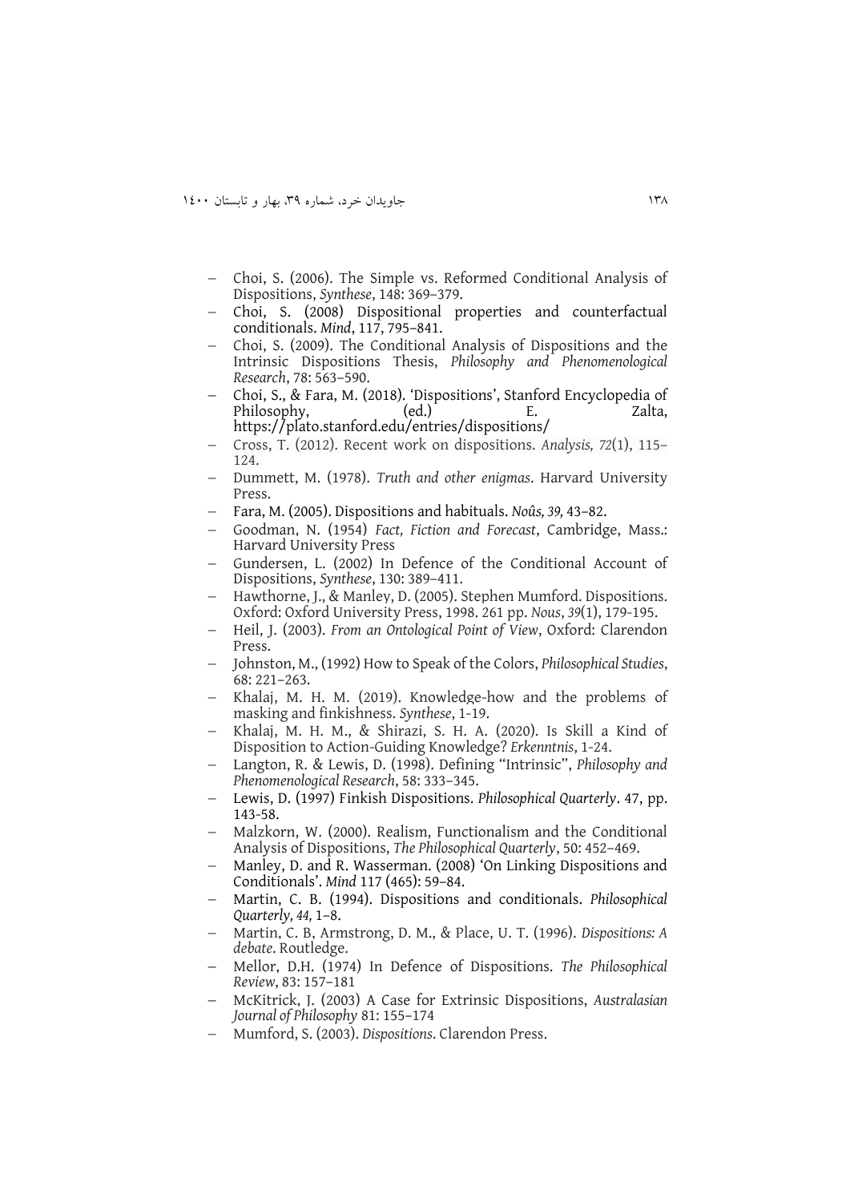- Choi, S. (2006). The Simple vs. Reformed Conditional Analysis of Dispositions, *Synthese*, 148: 369–379.
- Choi, S. (2008) Dispositional properties and counterfactual conditionals. *Mind*, 117, 795–841.
- Choi, S. (2009). The Conditional Analysis of Dispositions and the Intrinsic Dispositions Thesis, *Philosophy and Phenomenological Research*, 78: 563–590.
- Choi, S., & Fara, M. (2018). 'Dispositions', Stanford Encyclopedia of Philosophy, (ed.) E. Zalta, https://plato.stanford.edu/entries/dispositions/
- Cross, T. (2012). Recent work on dispositions. *Analysis, 72*(1), 115–124.
- Dummett, M. (1978). *Truth and other enigmas*. Harvard University Press.
- Fara, M. (2005). Dispositions and habituals. *Noûs, 39,* 43–82.
- Goodman, N. (1954) *Fact, Fiction and Forecast*, Cambridge, Mass.: Harvard University Press
- Gundersen, L. (2002) In Defence of the Conditional Account of Dispositions, *Synthese*, 130: 389–411.
- Hawthorne, J., & Manley, D. (2005). Stephen Mumford. Dispositions. Oxford: Oxford University Press, 1998. 261 pp. *Nous*, *39*(1), 179-195.
- Heil, J. (2003). *From an Ontological Point of View*, Oxford: Clarendon Press.
- Johnston, M., (1992) How to Speak of the Colors, *Philosophical Studies*, 68: 221–263.
- Khalaj, M. H. M. (2019). Knowledge-how and the problems of masking and finkishness. *Synthese*, 1-19.
- Khalaj, M. H. M., & Shirazi, S. H. A. (2020). Is Skill a Kind of Disposition to Action-Guiding Knowledge? *Erkenntnis*, 1-24.
- Langton, R. & Lewis, D. (1998). Defining "Intrinsic", *Philosophy and Phenomenological Research*, 58: 333–345.
- Lewis, D. (1997) Finkish Dispositions. *Philosophical Quarterly*. 47, pp. 143-58.
- Malzkorn, W. (2000). Realism, Functionalism and the Conditional Analysis of Dispositions, *The Philosophical Quarterly*, 50: 452–469.
- Manley, D. and R. Wasserman. (2008) 'On Linking Dispositions and Conditionals'. *Mind* 117 (465): 59–84.
- Martin, C. B. (1994). Dispositions and conditionals. *Philosophical Quarterly, 44,* 1–8.
- Martin, C. B, Armstrong, D. M., & Place, U. T. (1996). *Dispositions: A debate*. Routledge.
- Mellor, D.H. (1974) In Defence of Dispositions. *The Philosophical Review*, 83: 157–181
- McKitrick, J. (2003) A Case for Extrinsic Dispositions, *Australasian Journal of Philosophy* 81: 155–174
- Mumford, S. (2003). *Dispositions*. Clarendon Press.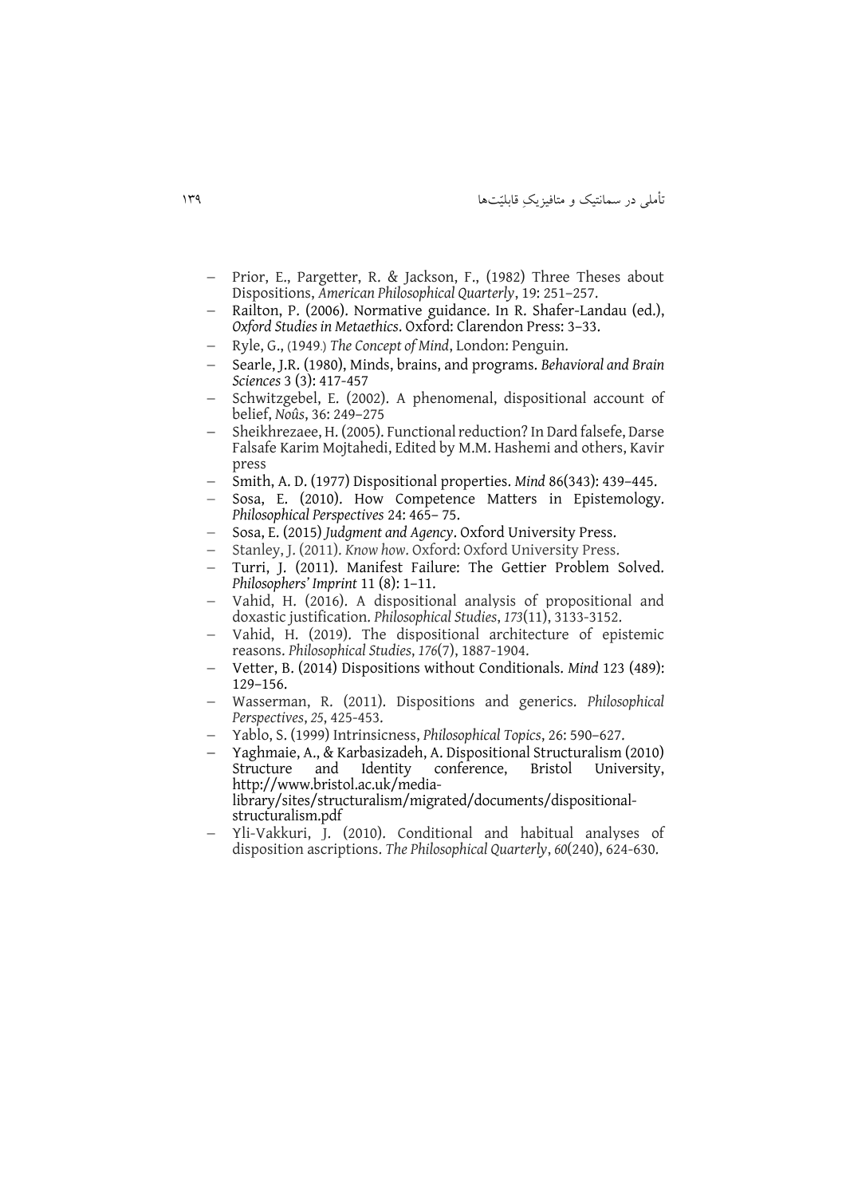- Prior, E., Pargetter, R. & Jackson, F., (1982) Three Theses about Dispositions, *American Philosophical Quarterly*, 19: 251–257.
- Railton, P. (2006). Normative guidance. In R. Shafer-Landau (ed.), *Oxford Studies in Metaethics*. Oxford: Clarendon Press: 3–33.
- Ryle, G., (1949.) *The Concept of Mind*, London: Penguin.
- Searle, J.R. (1980), Minds, brains, and programs. *Behavioral and Brain Sciences* 3 (3): 417-457
- Schwitzgebel, E. (2002). A phenomenal, dispositional account of belief, *Noûs*, 36: 249–275
- Sheikhrezaee, H. (2005). Functional reduction? In Dard falsefe, Darse Falsafe Karim Mojtahedi, Edited by M.M. Hashemi and others, Kavir press
- Smith, A. D. (1977) Dispositional properties. *Mind* 86(343): 439–445.
- Sosa, E. (2010). How Competence Matters in Epistemology. *Philosophical Perspectives* 24: 465– 75.
- Sosa, E. (2015) *Judgment and Agency*. Oxford University Press.
- Stanley, J. (2011). *Know how*. Oxford: Oxford University Press.
- Turri, J. (2011). Manifest Failure: The Gettier Problem Solved. *Philosophers' Imprint* 11 (8): 1–11.
- Vahid, H. (2016). A dispositional analysis of propositional and doxastic justification. *Philosophical Studies*, *173*(11), 3133-3152.
- Vahid, H. (2019). The dispositional architecture of epistemic reasons. *Philosophical Studies*, *176*(7), 1887-1904.
- Vetter, B. (2014) Dispositions without Conditionals. *Mind* 123 (489): 129–156.
- Wasserman, R. (2011). Dispositions and generics. *Philosophical Perspectives*, *25*, 425-453.
- Yablo, S. (1999) Intrinsicness, *Philosophical Topics*, 26: 590–627.
- Yaghmaie, A., & Karbasizadeh, A. Dispositional Structuralism (2010) Structure and Identity conference, Bristol University, http://www.bristol.ac.uk/media-library/sites/structuralism/migrated/documents/dispositional-structuralism.pdf
- Yli-Vakkuri, J. (2010). Conditional and habitual analyses of disposition ascriptions. *The Philosophical Quarterly*, *60*(240), 624-630.